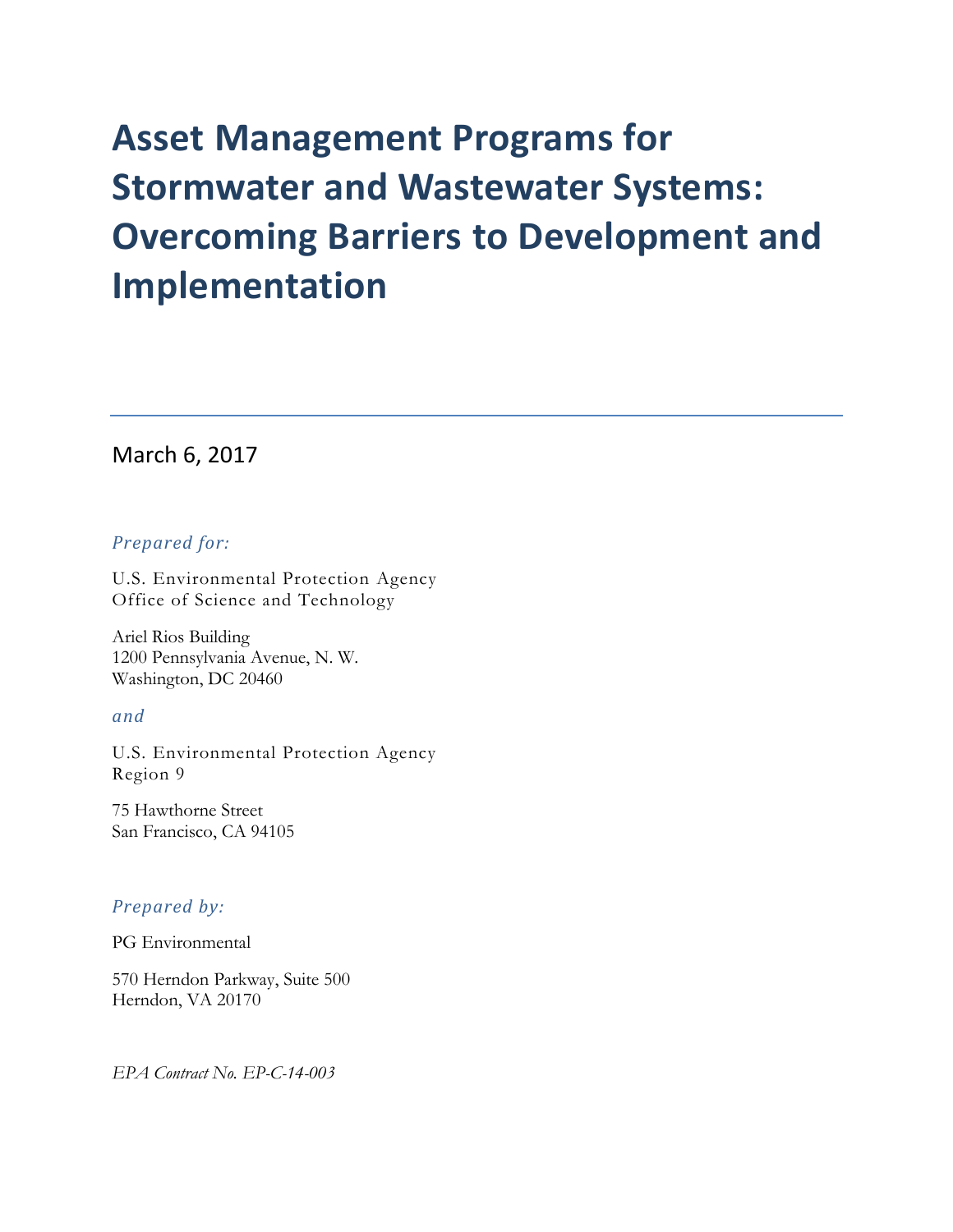# Asset Management Programs for Stormwater and Wastewater Systems: Overcoming Barriers to Development and Implementation

---

March 6, 2017

*Prepared for:*

U.S. Environmental Protection Agency  
Office of Science and Technology

Ariel Rios Building  
1200 Pennsylvania Avenue, N. W.  
Washington, DC 20460

*and*

U.S. Environmental Protection Agency  
Region 9

75 Hawthorne Street  
San Francisco, CA 94105

*Prepared by:*

PG Environmental

570 Herndon Parkway, Suite 500  
Herndon, VA 20170

*EPA Contract No. EP-C-14-003*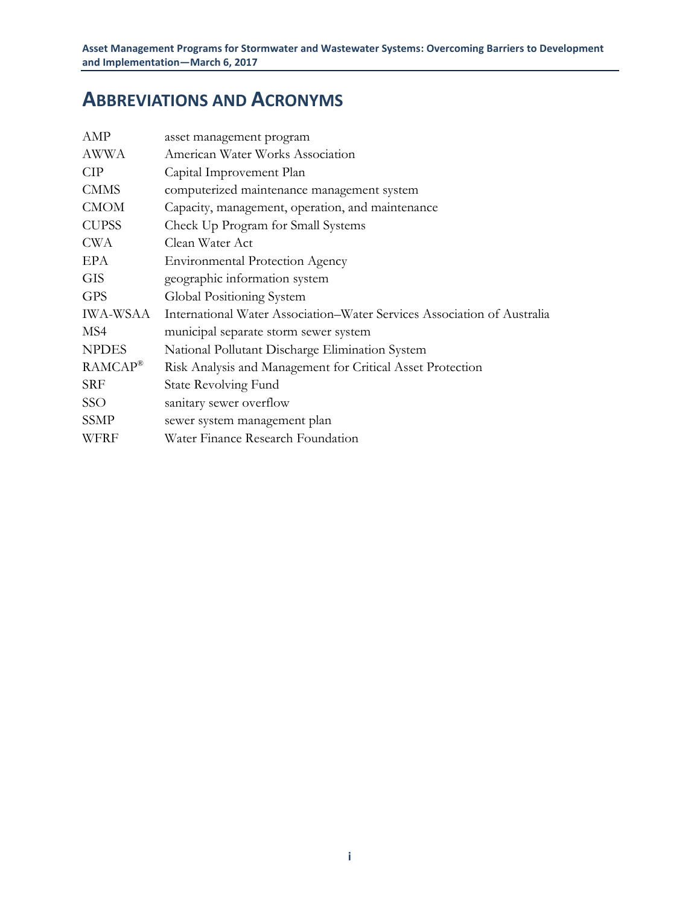# Abbreviations and Acronyms

| | |
|---|---|
| AMP | asset management program |
| AWWA | American Water Works Association |
| CIP | Capital Improvement Plan |
| CMMS | computerized maintenance management system |
| CMOM | Capacity, management, operation, and maintenance |
| CUPSS | Check Up Program for Small Systems |
| CWA | Clean Water Act |
| EPA | Environmental Protection Agency |
| GIS | geographic information system |
| GPS | Global Positioning System |
| IWA-WSAA | International Water Association–Water Services Association of Australia |
| MS4 | municipal separate storm sewer system |
| NPDES | National Pollutant Discharge Elimination System |
| RAMCAP® | Risk Analysis and Management for Critical Asset Protection |
| SRF | State Revolving Fund |
| SSO | sanitary sewer overflow |
| SSMP | sewer system management plan |
| WFRF | Water Finance Research Foundation |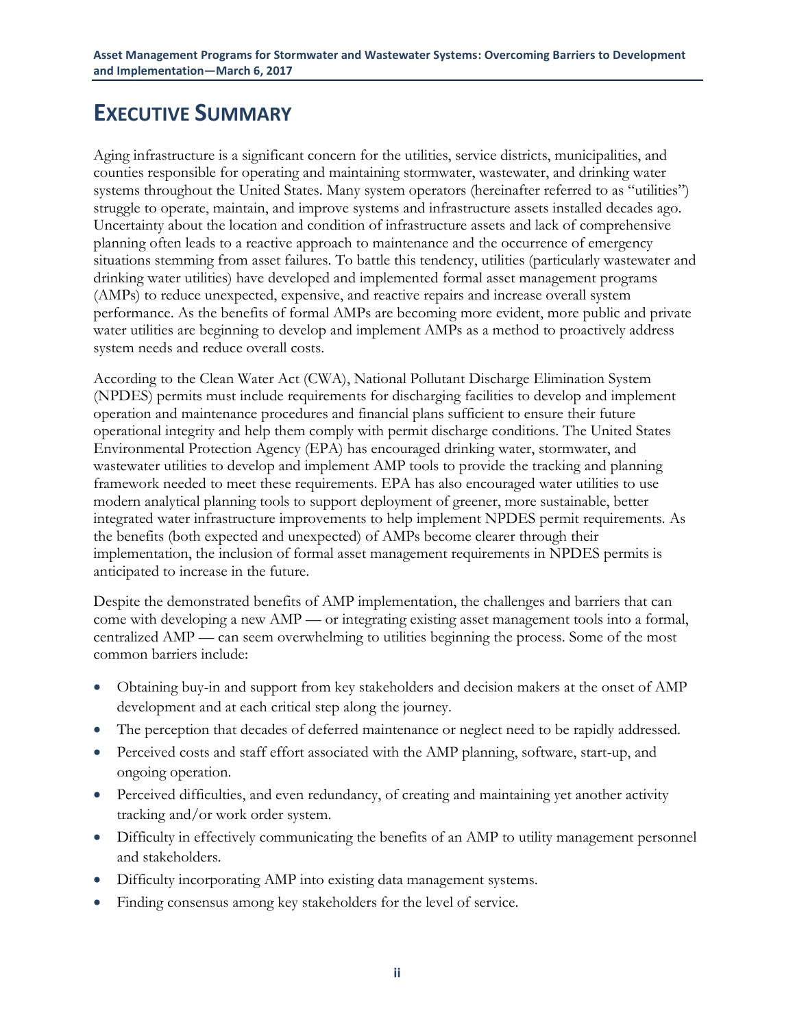# EXECUTIVE SUMMARY

Aging infrastructure is a significant concern for the utilities, service districts, municipalities, and counties responsible for operating and maintaining stormwater, wastewater, and drinking water systems throughout the United States. Many system operators (hereinafter referred to as "utilities") struggle to operate, maintain, and improve systems and infrastructure assets installed decades ago. Uncertainty about the location and condition of infrastructure assets and lack of comprehensive planning often leads to a reactive approach to maintenance and the occurrence of emergency situations stemming from asset failures. To battle this tendency, utilities (particularly wastewater and drinking water utilities) have developed and implemented formal asset management programs (AMPs) to reduce unexpected, expensive, and reactive repairs and increase overall system performance. As the benefits of formal AMPs are becoming more evident, more public and private water utilities are beginning to develop and implement AMPs as a method to proactively address system needs and reduce overall costs.

According to the Clean Water Act (CWA), National Pollutant Discharge Elimination System (NPDES) permits must include requirements for discharging facilities to develop and implement operation and maintenance procedures and financial plans sufficient to ensure their future operational integrity and help them comply with permit discharge conditions. The United States Environmental Protection Agency (EPA) has encouraged drinking water, stormwater, and wastewater utilities to develop and implement AMP tools to provide the tracking and planning framework needed to meet these requirements. EPA has also encouraged water utilities to use modern analytical planning tools to support deployment of greener, more sustainable, better integrated water infrastructure improvements to help implement NPDES permit requirements. As the benefits (both expected and unexpected) of AMPs become clearer through their implementation, the inclusion of formal asset management requirements in NPDES permits is anticipated to increase in the future.

Despite the demonstrated benefits of AMP implementation, the challenges and barriers that can come with developing a new AMP — or integrating existing asset management tools into a formal, centralized AMP — can seem overwhelming to utilities beginning the process. Some of the most common barriers include:

- Obtaining buy-in and support from key stakeholders and decision makers at the onset of AMP development and at each critical step along the journey.
- The perception that decades of deferred maintenance or neglect need to be rapidly addressed.
- Perceived costs and staff effort associated with the AMP planning, software, start-up, and ongoing operation.
- Perceived difficulties, and even redundancy, of creating and maintaining yet another activity tracking and/or work order system.
- Difficulty in effectively communicating the benefits of an AMP to utility management personnel and stakeholders.
- Difficulty incorporating AMP into existing data management systems.
- Finding consensus among key stakeholders for the level of service.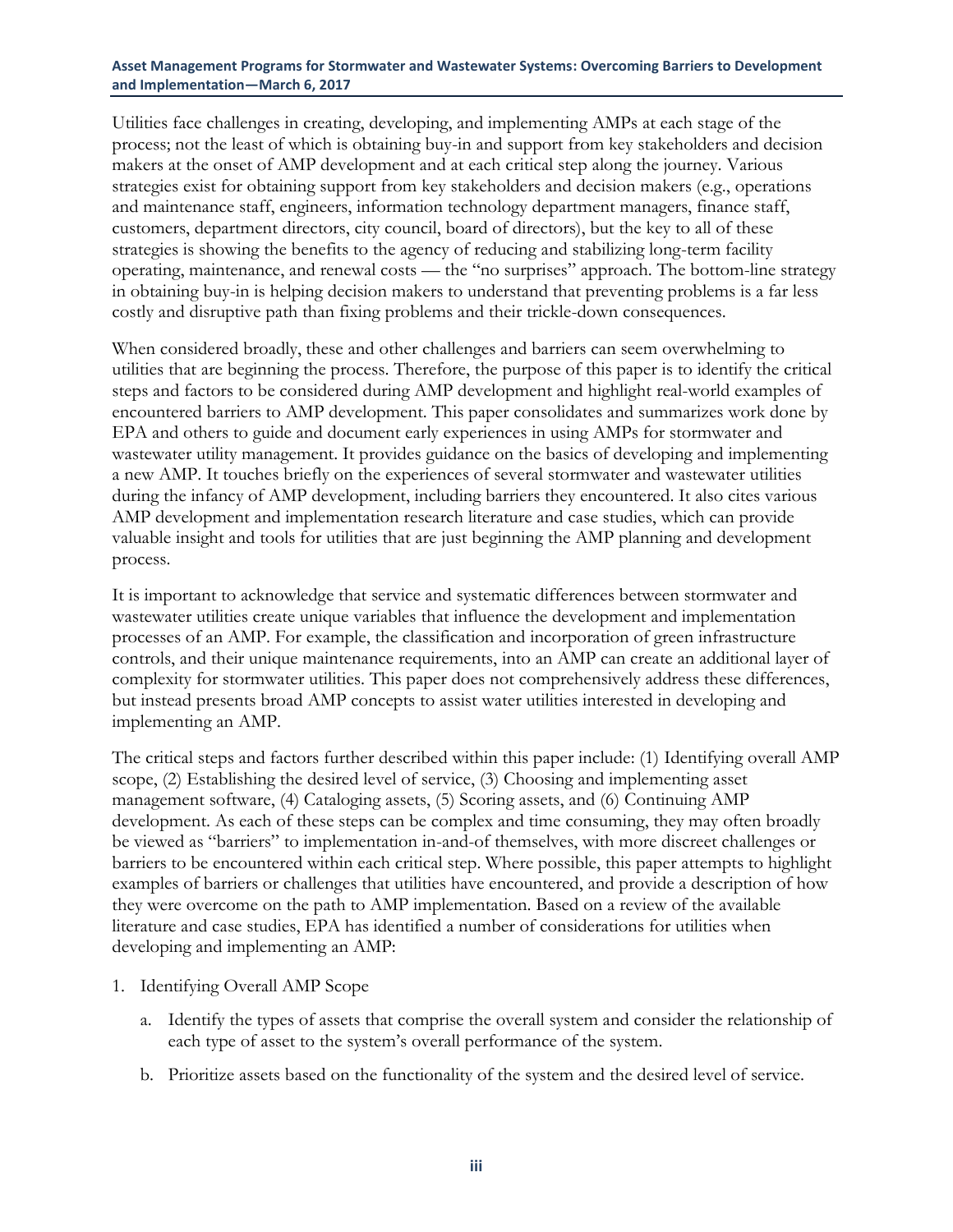Utilities face challenges in creating, developing, and implementing AMPs at each stage of the process; not the least of which is obtaining buy-in and support from key stakeholders and decision makers at the onset of AMP development and at each critical step along the journey. Various strategies exist for obtaining support from key stakeholders and decision makers (e.g., operations and maintenance staff, engineers, information technology department managers, finance staff, customers, department directors, city council, board of directors), but the key to all of these strategies is showing the benefits to the agency of reducing and stabilizing long-term facility operating, maintenance, and renewal costs — the "no surprises" approach. The bottom-line strategy in obtaining buy-in is helping decision makers to understand that preventing problems is a far less costly and disruptive path than fixing problems and their trickle-down consequences.

When considered broadly, these and other challenges and barriers can seem overwhelming to utilities that are beginning the process. Therefore, the purpose of this paper is to identify the critical steps and factors to be considered during AMP development and highlight real-world examples of encountered barriers to AMP development. This paper consolidates and summarizes work done by EPA and others to guide and document early experiences in using AMPs for stormwater and wastewater utility management. It provides guidance on the basics of developing and implementing a new AMP. It touches briefly on the experiences of several stormwater and wastewater utilities during the infancy of AMP development, including barriers they encountered. It also cites various AMP development and implementation research literature and case studies, which can provide valuable insight and tools for utilities that are just beginning the AMP planning and development process.

It is important to acknowledge that service and systematic differences between stormwater and wastewater utilities create unique variables that influence the development and implementation processes of an AMP. For example, the classification and incorporation of green infrastructure controls, and their unique maintenance requirements, into an AMP can create an additional layer of complexity for stormwater utilities. This paper does not comprehensively address these differences, but instead presents broad AMP concepts to assist water utilities interested in developing and implementing an AMP.

The critical steps and factors further described within this paper include: (1) Identifying overall AMP scope, (2) Establishing the desired level of service, (3) Choosing and implementing asset management software, (4) Cataloging assets, (5) Scoring assets, and (6) Continuing AMP development. As each of these steps can be complex and time consuming, they may often broadly be viewed as "barriers" to implementation in-and-of themselves, with more discreet challenges or barriers to be encountered within each critical step. Where possible, this paper attempts to highlight examples of barriers or challenges that utilities have encountered, and provide a description of how they were overcome on the path to AMP implementation. Based on a review of the available literature and case studies, EPA has identified a number of considerations for utilities when developing and implementing an AMP:

1. Identifying Overall AMP Scope
    a. Identify the types of assets that comprise the overall system and consider the relationship of each type of asset to the system's overall performance of the system.
    b. Prioritize assets based on the functionality of the system and the desired level of service.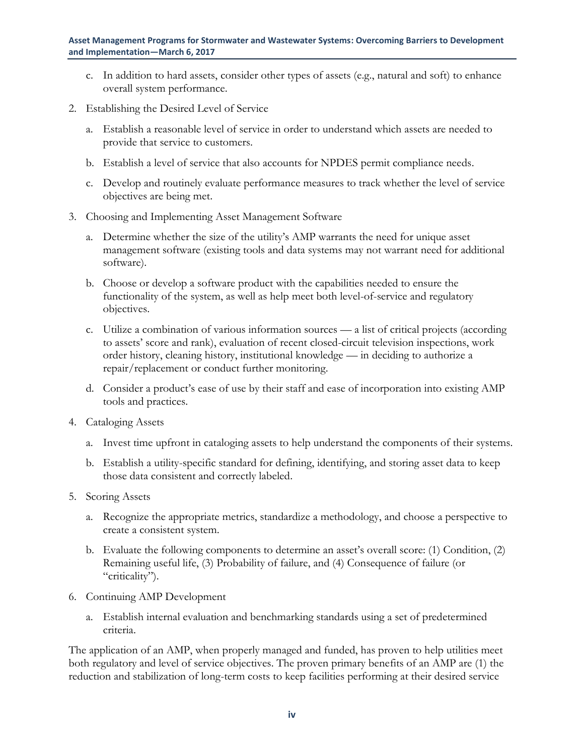c. In addition to hard assets, consider other types of assets (e.g., natural and soft) to enhance overall system performance.

2. Establishing the Desired Level of Service

   a. Establish a reasonable level of service in order to understand which assets are needed to provide that service to customers.

   b. Establish a level of service that also accounts for NPDES permit compliance needs.

   c. Develop and routinely evaluate performance measures to track whether the level of service objectives are being met.

3. Choosing and Implementing Asset Management Software

   a. Determine whether the size of the utility's AMP warrants the need for unique asset management software (existing tools and data systems may not warrant need for additional software).

   b. Choose or develop a software product with the capabilities needed to ensure the functionality of the system, as well as help meet both level-of-service and regulatory objectives.

   c. Utilize a combination of various information sources — a list of critical projects (according to assets' score and rank), evaluation of recent closed-circuit television inspections, work order history, cleaning history, institutional knowledge — in deciding to authorize a repair/replacement or conduct further monitoring.

   d. Consider a product's ease of use by their staff and ease of incorporation into existing AMP tools and practices.

4. Cataloging Assets

   a. Invest time upfront in cataloging assets to help understand the components of their systems.

   b. Establish a utility-specific standard for defining, identifying, and storing asset data to keep those data consistent and correctly labeled.

5. Scoring Assets

   a. Recognize the appropriate metrics, standardize a methodology, and choose a perspective to create a consistent system.

   b. Evaluate the following components to determine an asset's overall score: (1) Condition, (2) Remaining useful life, (3) Probability of failure, and (4) Consequence of failure (or "criticality").

6. Continuing AMP Development

   a. Establish internal evaluation and benchmarking standards using a set of predetermined criteria.

The application of an AMP, when properly managed and funded, has proven to help utilities meet both regulatory and level of service objectives. The proven primary benefits of an AMP are (1) the reduction and stabilization of long-term costs to keep facilities performing at their desired service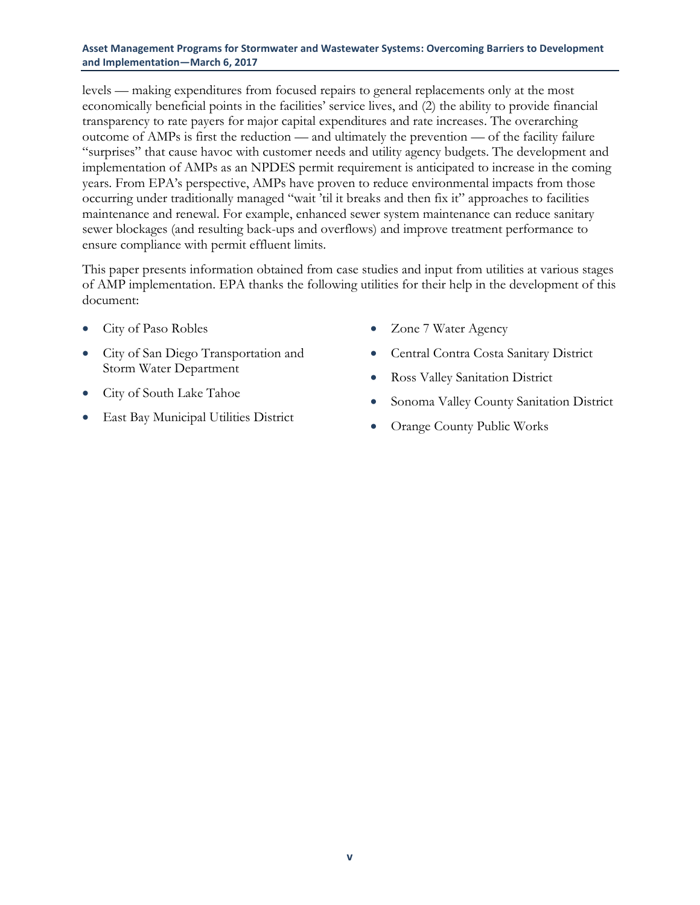levels — making expenditures from focused repairs to general replacements only at the most economically beneficial points in the facilities' service lives, and (2) the ability to provide financial transparency to rate payers for major capital expenditures and rate increases. The overarching outcome of AMPs is first the reduction — and ultimately the prevention — of the facility failure "surprises" that cause havoc with customer needs and utility agency budgets. The development and implementation of AMPs as an NPDES permit requirement is anticipated to increase in the coming years. From EPA's perspective, AMPs have proven to reduce environmental impacts from those occurring under traditionally managed "wait 'til it breaks and then fix it" approaches to facilities maintenance and renewal. For example, enhanced sewer system maintenance can reduce sanitary sewer blockages (and resulting back-ups and overflows) and improve treatment performance to ensure compliance with permit effluent limits.

This paper presents information obtained from case studies and input from utilities at various stages of AMP implementation. EPA thanks the following utilities for their help in the development of this document:

- City of Paso Robles
- City of San Diego Transportation and Storm Water Department
- City of South Lake Tahoe
- East Bay Municipal Utilities District
- Zone 7 Water Agency
- Central Contra Costa Sanitary District
- Ross Valley Sanitation District
- Sonoma Valley County Sanitation District
- Orange County Public Works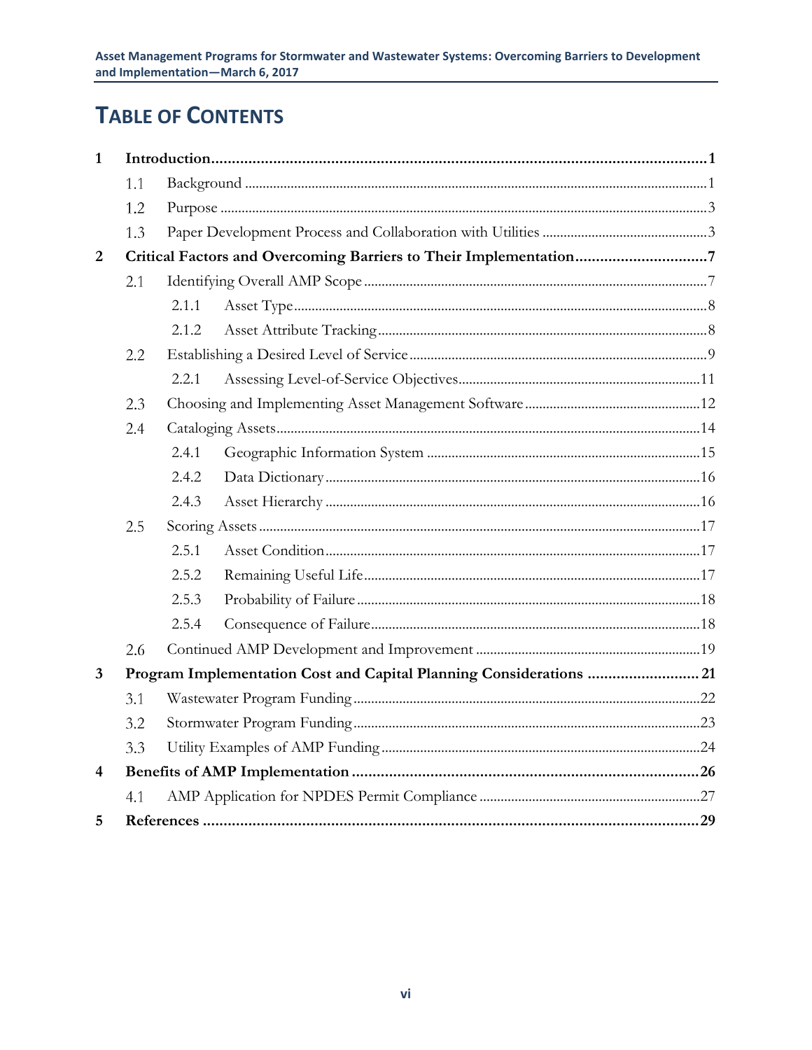# Table of Contents

| | | | |
|---|---|---|---|
| **1** | **Introduction** | | **1** |
| | 1.1 | Background | 1 |
| | 1.2 | Purpose | 3 |
| | 1.3 | Paper Development Process and Collaboration with Utilities | 3 |
| **2** | **Critical Factors and Overcoming Barriers to Their Implementation** | | **7** |
| | 2.1 | Identifying Overall AMP Scope | 7 |
| | | 2.1.1 Asset Type | 8 |
| | | 2.1.2 Asset Attribute Tracking | 8 |
| | 2.2 | Establishing a Desired Level of Service | 9 |
| | | 2.2.1 Assessing Level-of-Service Objectives | 11 |
| | 2.3 | Choosing and Implementing Asset Management Software | 12 |
| | 2.4 | Cataloging Assets | 14 |
| | | 2.4.1 Geographic Information System | 15 |
| | | 2.4.2 Data Dictionary | 16 |
| | | 2.4.3 Asset Hierarchy | 16 |
| | 2.5 | Scoring Assets | 17 |
| | | 2.5.1 Asset Condition | 17 |
| | | 2.5.2 Remaining Useful Life | 17 |
| | | 2.5.3 Probability of Failure | 18 |
| | | 2.5.4 Consequence of Failure | 18 |
| | 2.6 | Continued AMP Development and Improvement | 19 |
| **3** | **Program Implementation Cost and Capital Planning Considerations** | | **21** |
| | 3.1 | Wastewater Program Funding | 22 |
| | 3.2 | Stormwater Program Funding | 23 |
| | 3.3 | Utility Examples of AMP Funding | 24 |
| **4** | **Benefits of AMP Implementation** | | **26** |
| | 4.1 | AMP Application for NPDES Permit Compliance | 27 |
| **5** | **References** | | **29** |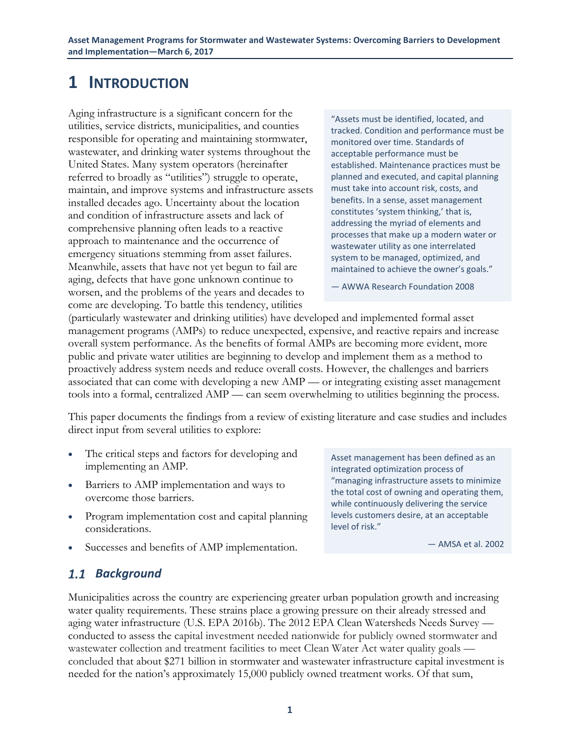# 1 INTRODUCTION

Aging infrastructure is a significant concern for the utilities, service districts, municipalities, and counties responsible for operating and maintaining stormwater, wastewater, and drinking water systems throughout the United States. Many system operators (hereinafter referred to broadly as "utilities") struggle to operate, maintain, and improve systems and infrastructure assets installed decades ago. Uncertainty about the location and condition of infrastructure assets and lack of comprehensive planning often leads to a reactive approach to maintenance and the occurrence of emergency situations stemming from asset failures. Meanwhile, assets that have not yet begun to fail are aging, defects that have gone unknown continue to worsen, and the problems of the years and decades to come are developing. To battle this tendency, utilities (particularly wastewater and drinking utilities) have developed and implemented formal asset management programs (AMPs) to reduce unexpected, expensive, and reactive repairs and increase overall system performance. As the benefits of formal AMPs are becoming more evident, more public and private water utilities are beginning to develop and implement them as a method to proactively address system needs and reduce overall costs. However, the challenges and barriers associated that can come with developing a new AMP — or integrating existing asset management tools into a formal, centralized AMP — can seem overwhelming to utilities beginning the process.

> "Assets must be identified, located, and tracked. Condition and performance must be monitored over time. Standards of acceptable performance must be established. Maintenance practices must be planned and executed, and capital planning must take into account risk, costs, and benefits. In a sense, asset management constitutes 'system thinking,' that is, addressing the myriad of elements and processes that make up a modern water or wastewater utility as one interrelated system to be managed, optimized, and maintained to achieve the owner's goals."
>
> — AWWA Research Foundation 2008

This paper documents the findings from a review of existing literature and case studies and includes direct input from several utilities to explore:

- The critical steps and factors for developing and implementing an AMP.
- Barriers to AMP implementation and ways to overcome those barriers.
- Program implementation cost and capital planning considerations.
- Successes and benefits of AMP implementation.

> Asset management has been defined as an integrated optimization process of "managing infrastructure assets to minimize the total cost of owning and operating them, while continuously delivering the service levels customers desire, at an acceptable level of risk."
>
> — AMSA et al. 2002

## 1.1 Background

Municipalities across the country are experiencing greater urban population growth and increasing water quality requirements. These strains place a growing pressure on their already stressed and aging water infrastructure (U.S. EPA 2016b). The 2012 EPA Clean Watersheds Needs Survey — conducted to assess the capital investment needed nationwide for publicly owned stormwater and wastewater collection and treatment facilities to meet Clean Water Act water quality goals — concluded that about $271 billion in stormwater and wastewater infrastructure capital investment is needed for the nation's approximately 15,000 publicly owned treatment works. Of that sum,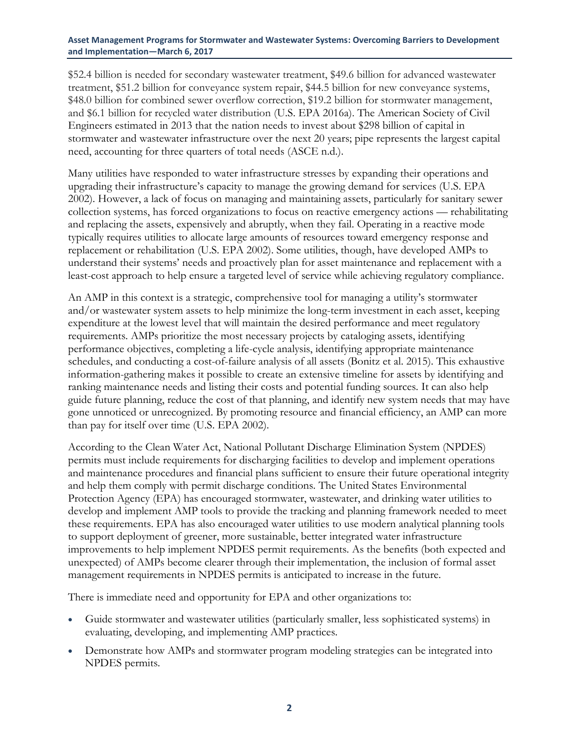$52.4 billion is needed for secondary wastewater treatment, $49.6 billion for advanced wastewater treatment, $51.2 billion for conveyance system repair, $44.5 billion for new conveyance systems, $48.0 billion for combined sewer overflow correction, $19.2 billion for stormwater management, and $6.1 billion for recycled water distribution (U.S. EPA 2016a). The American Society of Civil Engineers estimated in 2013 that the nation needs to invest about $298 billion of capital in stormwater and wastewater infrastructure over the next 20 years; pipe represents the largest capital need, accounting for three quarters of total needs (ASCE n.d.).

Many utilities have responded to water infrastructure stresses by expanding their operations and upgrading their infrastructure's capacity to manage the growing demand for services (U.S. EPA 2002). However, a lack of focus on managing and maintaining assets, particularly for sanitary sewer collection systems, has forced organizations to focus on reactive emergency actions — rehabilitating and replacing the assets, expensively and abruptly, when they fail. Operating in a reactive mode typically requires utilities to allocate large amounts of resources toward emergency response and replacement or rehabilitation (U.S. EPA 2002). Some utilities, though, have developed AMPs to understand their systems' needs and proactively plan for asset maintenance and replacement with a least-cost approach to help ensure a targeted level of service while achieving regulatory compliance.

An AMP in this context is a strategic, comprehensive tool for managing a utility's stormwater and/or wastewater system assets to help minimize the long-term investment in each asset, keeping expenditure at the lowest level that will maintain the desired performance and meet regulatory requirements. AMPs prioritize the most necessary projects by cataloging assets, identifying performance objectives, completing a life-cycle analysis, identifying appropriate maintenance schedules, and conducting a cost-of-failure analysis of all assets (Bonitz et al. 2015). This exhaustive information-gathering makes it possible to create an extensive timeline for assets by identifying and ranking maintenance needs and listing their costs and potential funding sources. It can also help guide future planning, reduce the cost of that planning, and identify new system needs that may have gone unnoticed or unrecognized. By promoting resource and financial efficiency, an AMP can more than pay for itself over time (U.S. EPA 2002).

According to the Clean Water Act, National Pollutant Discharge Elimination System (NPDES) permits must include requirements for discharging facilities to develop and implement operations and maintenance procedures and financial plans sufficient to ensure their future operational integrity and help them comply with permit discharge conditions. The United States Environmental Protection Agency (EPA) has encouraged stormwater, wastewater, and drinking water utilities to develop and implement AMP tools to provide the tracking and planning framework needed to meet these requirements. EPA has also encouraged water utilities to use modern analytical planning tools to support deployment of greener, more sustainable, better integrated water infrastructure improvements to help implement NPDES permit requirements. As the benefits (both expected and unexpected) of AMPs become clearer through their implementation, the inclusion of formal asset management requirements in NPDES permits is anticipated to increase in the future.

There is immediate need and opportunity for EPA and other organizations to:

- Guide stormwater and wastewater utilities (particularly smaller, less sophisticated systems) in evaluating, developing, and implementing AMP practices.
- Demonstrate how AMPs and stormwater program modeling strategies can be integrated into NPDES permits.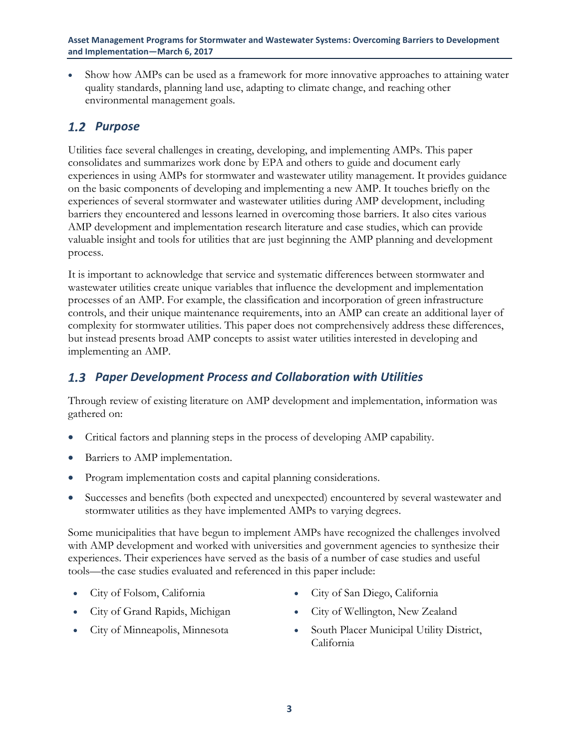- Show how AMPs can be used as a framework for more innovative approaches to attaining water quality standards, planning land use, adapting to climate change, and reaching other environmental management goals.

## 1.2 Purpose

Utilities face several challenges in creating, developing, and implementing AMPs. This paper consolidates and summarizes work done by EPA and others to guide and document early experiences in using AMPs for stormwater and wastewater utility management. It provides guidance on the basic components of developing and implementing a new AMP. It touches briefly on the experiences of several stormwater and wastewater utilities during AMP development, including barriers they encountered and lessons learned in overcoming those barriers. It also cites various AMP development and implementation research literature and case studies, which can provide valuable insight and tools for utilities that are just beginning the AMP planning and development process.

It is important to acknowledge that service and systematic differences between stormwater and wastewater utilities create unique variables that influence the development and implementation processes of an AMP. For example, the classification and incorporation of green infrastructure controls, and their unique maintenance requirements, into an AMP can create an additional layer of complexity for stormwater utilities. This paper does not comprehensively address these differences, but instead presents broad AMP concepts to assist water utilities interested in developing and implementing an AMP.

## 1.3 Paper Development Process and Collaboration with Utilities

Through review of existing literature on AMP development and implementation, information was gathered on:

- Critical factors and planning steps in the process of developing AMP capability.
- Barriers to AMP implementation.
- Program implementation costs and capital planning considerations.
- Successes and benefits (both expected and unexpected) encountered by several wastewater and stormwater utilities as they have implemented AMPs to varying degrees.

Some municipalities that have begun to implement AMPs have recognized the challenges involved with AMP development and worked with universities and government agencies to synthesize their experiences. Their experiences have served as the basis of a number of case studies and useful tools—the case studies evaluated and referenced in this paper include:

- City of Folsom, California
- City of Grand Rapids, Michigan
- City of Minneapolis, Minnesota
- City of San Diego, California
- City of Wellington, New Zealand
- South Placer Municipal Utility District, California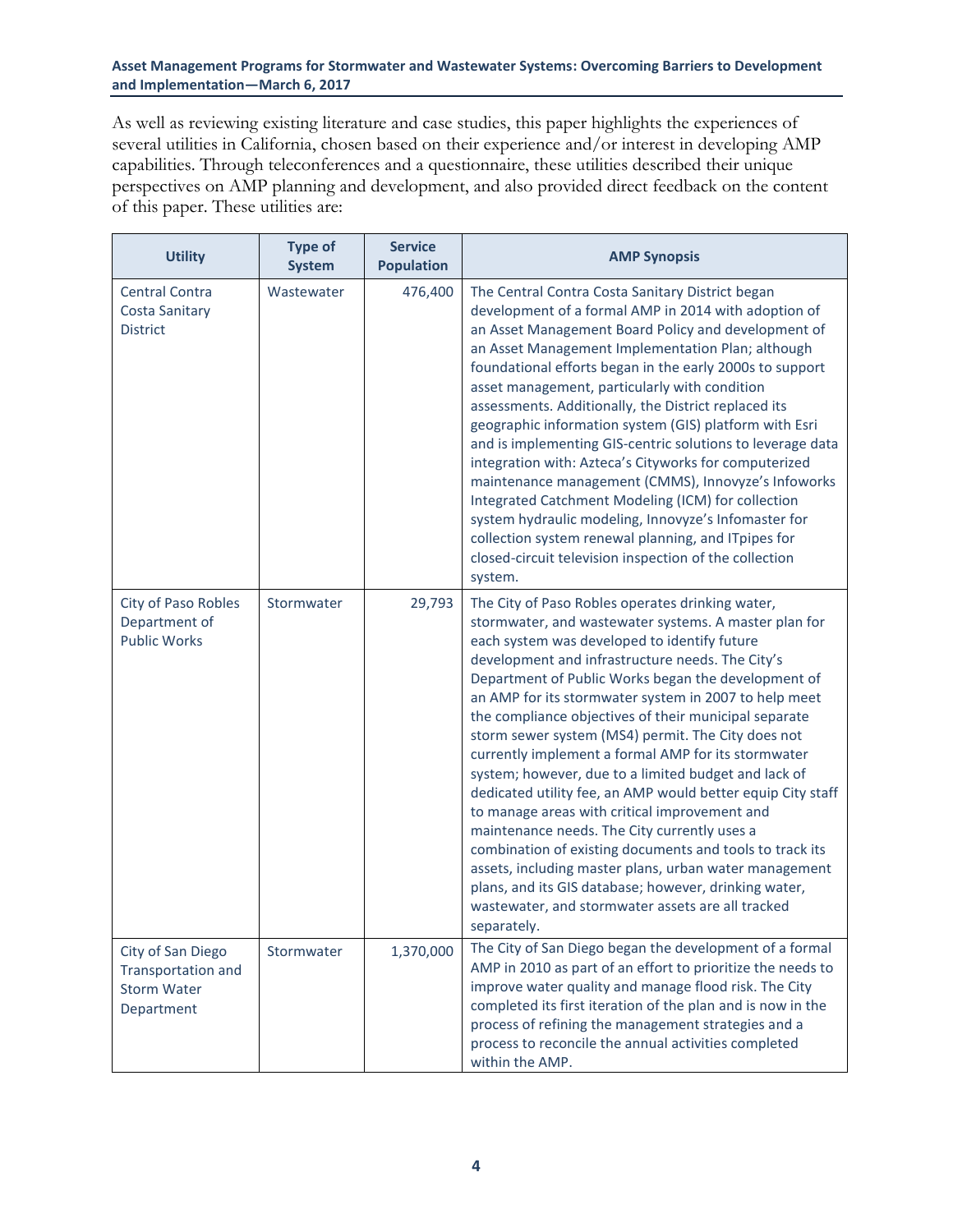As well as reviewing existing literature and case studies, this paper highlights the experiences of several utilities in California, chosen based on their experience and/or interest in developing AMP capabilities. Through teleconferences and a questionnaire, these utilities described their unique perspectives on AMP planning and development, and also provided direct feedback on the content of this paper. These utilities are:

| Utility | Type of System | Service Population | AMP Synopsis |
|---|---|---|---|
| Central Contra Costa Sanitary District | Wastewater | 476,400 | The Central Contra Costa Sanitary District began development of a formal AMP in 2014 with adoption of an Asset Management Board Policy and development of an Asset Management Implementation Plan; although foundational efforts began in the early 2000s to support asset management, particularly with condition assessments. Additionally, the District replaced its geographic information system (GIS) platform with Esri and is implementing GIS-centric solutions to leverage data integration with: Azteca's Cityworks for computerized maintenance management (CMMS), Innovyze's Infoworks Integrated Catchment Modeling (ICM) for collection system hydraulic modeling, Innovyze's Infomaster for collection system renewal planning, and ITpipes for closed-circuit television inspection of the collection system. |
| City of Paso Robles Department of Public Works | Stormwater | 29,793 | The City of Paso Robles operates drinking water, stormwater, and wastewater systems. A master plan for each system was developed to identify future development and infrastructure needs. The City's Department of Public Works began the development of an AMP for its stormwater system in 2007 to help meet the compliance objectives of their municipal separate storm sewer system (MS4) permit. The City does not currently implement a formal AMP for its stormwater system; however, due to a limited budget and lack of dedicated utility fee, an AMP would better equip City staff to manage areas with critical improvement and maintenance needs. The City currently uses a combination of existing documents and tools to track its assets, including master plans, urban water management plans, and its GIS database; however, drinking water, wastewater, and stormwater assets are all tracked separately. |
| City of San Diego Transportation and Storm Water Department | Stormwater | 1,370,000 | The City of San Diego began the development of a formal AMP in 2010 as part of an effort to prioritize the needs to improve water quality and manage flood risk. The City completed its first iteration of the plan and is now in the process of refining the management strategies and a process to reconcile the annual activities completed within the AMP. |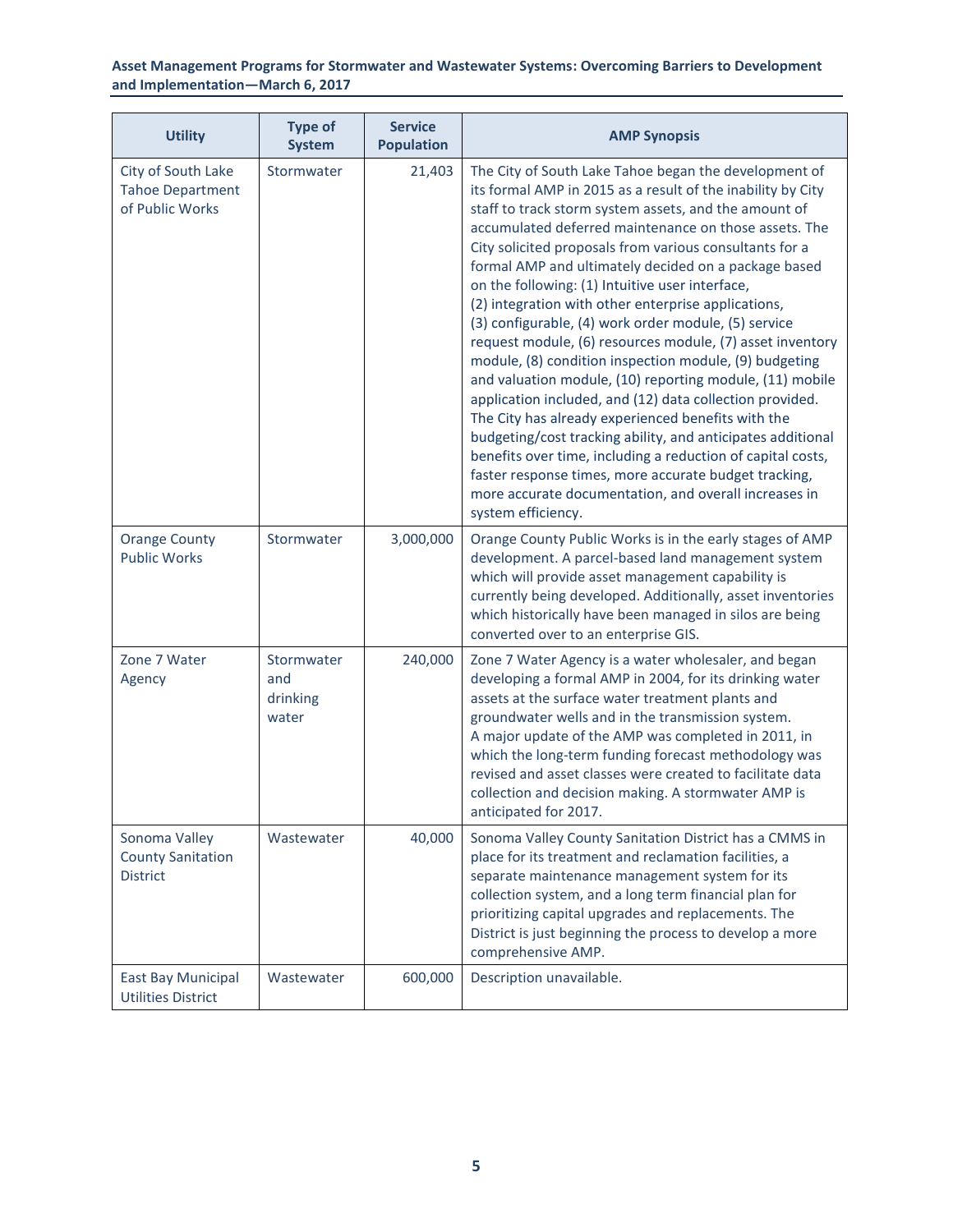| Utility | Type of System | Service Population | AMP Synopsis |
|---|---|---|---|
| City of South Lake Tahoe Department of Public Works | Stormwater | 21,403 | The City of South Lake Tahoe began the development of its formal AMP in 2015 as a result of the inability by City staff to track storm system assets, and the amount of accumulated deferred maintenance on those assets. The City solicited proposals from various consultants for a formal AMP and ultimately decided on a package based on the following: (1) Intuitive user interface, (2) integration with other enterprise applications, (3) configurable, (4) work order module, (5) service request module, (6) resources module, (7) asset inventory module, (8) condition inspection module, (9) budgeting and valuation module, (10) reporting module, (11) mobile application included, and (12) data collection provided. The City has already experienced benefits with the budgeting/cost tracking ability, and anticipates additional benefits over time, including a reduction of capital costs, faster response times, more accurate budget tracking, more accurate documentation, and overall increases in system efficiency. |
| Orange County Public Works | Stormwater | 3,000,000 | Orange County Public Works is in the early stages of AMP development. A parcel-based land management system which will provide asset management capability is currently being developed. Additionally, asset inventories which historically have been managed in silos are being converted over to an enterprise GIS. |
| Zone 7 Water Agency | Stormwater and drinking water | 240,000 | Zone 7 Water Agency is a water wholesaler, and began developing a formal AMP in 2004, for its drinking water assets at the surface water treatment plants and groundwater wells and in the transmission system. A major update of the AMP was completed in 2011, in which the long-term funding forecast methodology was revised and asset classes were created to facilitate data collection and decision making. A stormwater AMP is anticipated for 2017. |
| Sonoma Valley County Sanitation District | Wastewater | 40,000 | Sonoma Valley County Sanitation District has a CMMS in place for its treatment and reclamation facilities, a separate maintenance management system for its collection system, and a long term financial plan for prioritizing capital upgrades and replacements. The District is just beginning the process to develop a more comprehensive AMP. |
| East Bay Municipal Utilities District | Wastewater | 600,000 | Description unavailable. |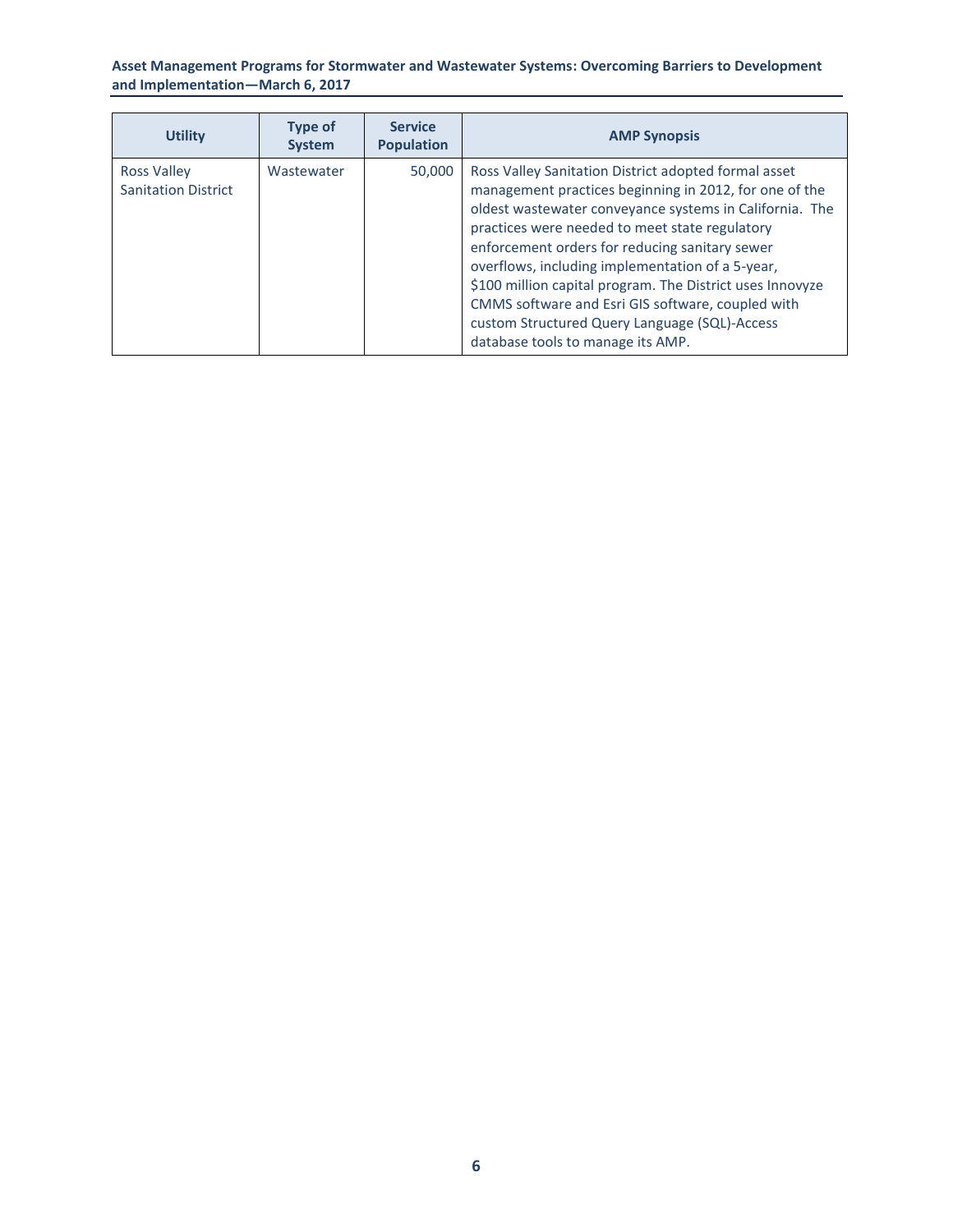| Utility | Type of System | Service Population | AMP Synopsis |
|---|---|---|---|
| Ross Valley Sanitation District | Wastewater | 50,000 | Ross Valley Sanitation District adopted formal asset management practices beginning in 2012, for one of the oldest wastewater conveyance systems in California. The practices were needed to meet state regulatory enforcement orders for reducing sanitary sewer overflows, including implementation of a 5-year, $100 million capital program. The District uses Innovyze CMMS software and Esri GIS software, coupled with custom Structured Query Language (SQL)-Access database tools to manage its AMP. |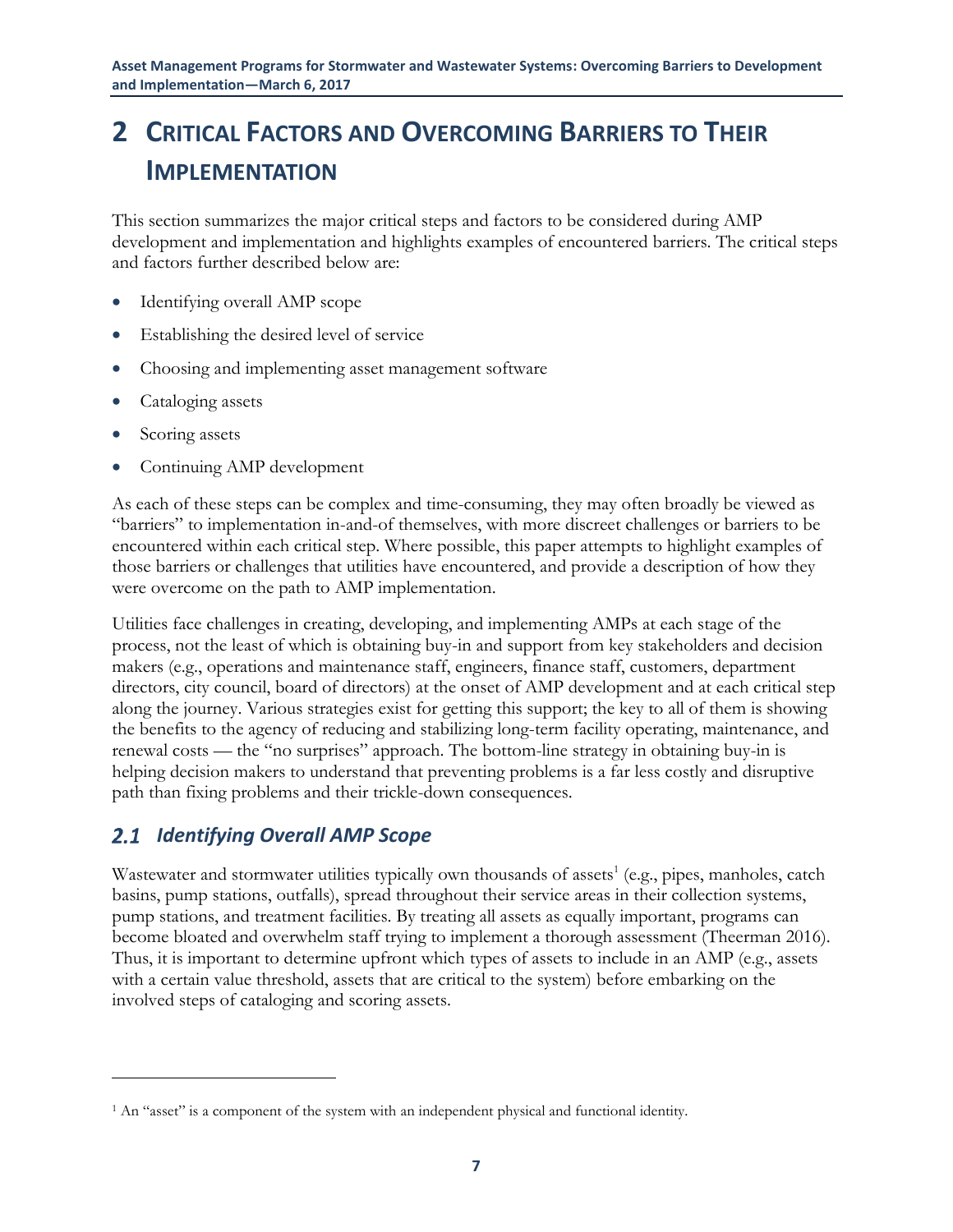# 2 Critical Factors and Overcoming Barriers to Their Implementation

This section summarizes the major critical steps and factors to be considered during AMP development and implementation and highlights examples of encountered barriers. The critical steps and factors further described below are:

- Identifying overall AMP scope
- Establishing the desired level of service
- Choosing and implementing asset management software
- Cataloging assets
- Scoring assets
- Continuing AMP development

As each of these steps can be complex and time-consuming, they may often broadly be viewed as "barriers" to implementation in-and-of themselves, with more discreet challenges or barriers to be encountered within each critical step. Where possible, this paper attempts to highlight examples of those barriers or challenges that utilities have encountered, and provide a description of how they were overcome on the path to AMP implementation.

Utilities face challenges in creating, developing, and implementing AMPs at each stage of the process, not the least of which is obtaining buy-in and support from key stakeholders and decision makers (e.g., operations and maintenance staff, engineers, finance staff, customers, department directors, city council, board of directors) at the onset of AMP development and at each critical step along the journey. Various strategies exist for getting this support; the key to all of them is showing the benefits to the agency of reducing and stabilizing long-term facility operating, maintenance, and renewal costs — the "no surprises" approach. The bottom-line strategy in obtaining buy-in is helping decision makers to understand that preventing problems is a far less costly and disruptive path than fixing problems and their trickle-down consequences.

## *2.1 Identifying Overall AMP Scope*

Wastewater and stormwater utilities typically own thousands of assets[1] (e.g., pipes, manholes, catch basins, pump stations, outfalls), spread throughout their service areas in their collection systems, pump stations, and treatment facilities. By treating all assets as equally important, programs can become bloated and overwhelm staff trying to implement a thorough assessment (Theerman 2016). Thus, it is important to determine upfront which types of assets to include in an AMP (e.g., assets with a certain value threshold, assets that are critical to the system) before embarking on the involved steps of cataloging and scoring assets.

[1] An "asset" is a component of the system with an independent physical and functional identity.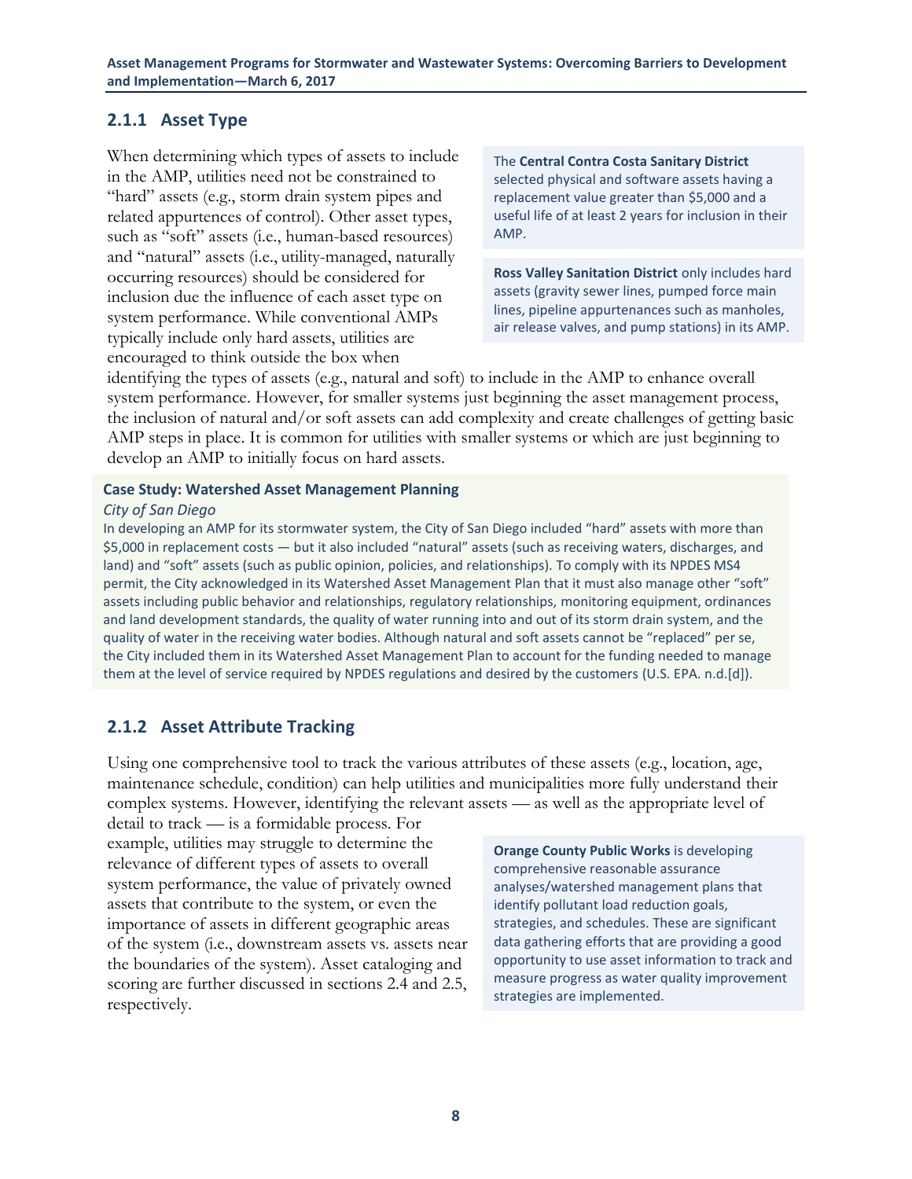### 2.1.1 Asset Type

When determining which types of assets to include in the AMP, utilities need not be constrained to "hard" assets (e.g., storm drain system pipes and related appurtences of control). Other asset types, such as "soft" assets (i.e., human-based resources) and "natural" assets (i.e., utility-managed, naturally occurring resources) should be considered for inclusion due the influence of each asset type on system performance. While conventional AMPs typically include only hard assets, utilities are encouraged to think outside the box when identifying the types of assets (e.g., natural and soft) to include in the AMP to enhance overall system performance. However, for smaller systems just beginning the asset management process, the inclusion of natural and/or soft assets can add complexity and create challenges of getting basic AMP steps in place. It is common for utilities with smaller systems or which are just beginning to develop an AMP to initially focus on hard assets.

The **Central Contra Costa Sanitary District** selected physical and software assets having a replacement value greater than $5,000 and a useful life of at least 2 years for inclusion in their AMP.

**Ross Valley Sanitation District** only includes hard assets (gravity sewer lines, pumped force main lines, pipeline appurtenances such as manholes, air release valves, and pump stations) in its AMP.

**Case Study: Watershed Asset Management Planning**

*City of San Diego*

In developing an AMP for its stormwater system, the City of San Diego included "hard" assets with more than $5,000 in replacement costs — but it also included "natural" assets (such as receiving waters, discharges, and land) and "soft" assets (such as public opinion, policies, and relationships). To comply with its NPDES MS4 permit, the City acknowledged in its Watershed Asset Management Plan that it must also manage other "soft" assets including public behavior and relationships, regulatory relationships, monitoring equipment, ordinances and land development standards, the quality of water running into and out of its storm drain system, and the quality of water in the receiving water bodies. Although natural and soft assets cannot be "replaced" per se, the City included them in its Watershed Asset Management Plan to account for the funding needed to manage them at the level of service required by NPDES regulations and desired by the customers (U.S. EPA. n.d.[d]).

### 2.1.2 Asset Attribute Tracking

Using one comprehensive tool to track the various attributes of these assets (e.g., location, age, maintenance schedule, condition) can help utilities and municipalities more fully understand their complex systems. However, identifying the relevant assets — as well as the appropriate level of detail to track — is a formidable process. For example, utilities may struggle to determine the relevance of different types of assets to overall system performance, the value of privately owned assets that contribute to the system, or even the importance of assets in different geographic areas of the system (i.e., downstream assets vs. assets near the boundaries of the system). Asset cataloging and scoring are further discussed in sections 2.4 and 2.5, respectively.

**Orange County Public Works** is developing comprehensive reasonable assurance analyses/watershed management plans that identify pollutant load reduction goals, strategies, and schedules. These are significant data gathering efforts that are providing a good opportunity to use asset information to track and measure progress as water quality improvement strategies are implemented.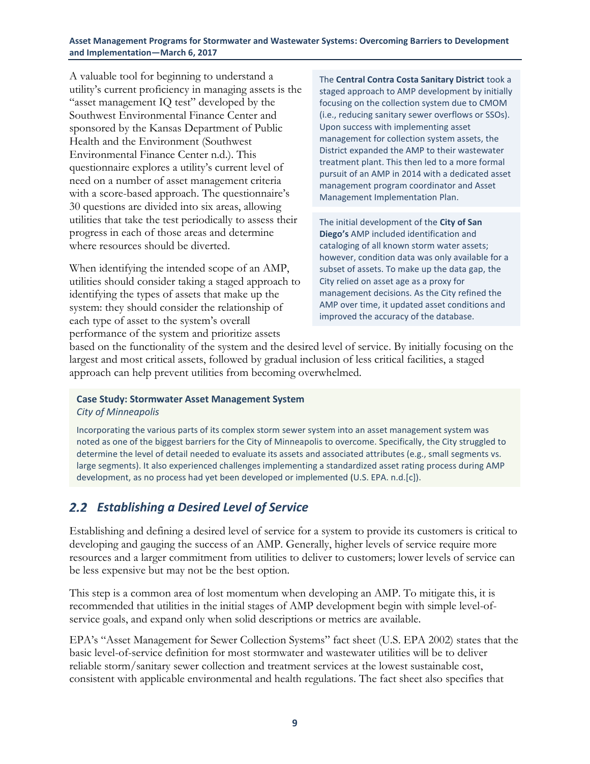A valuable tool for beginning to understand a utility's current proficiency in managing assets is the "asset management IQ test" developed by the Southwest Environmental Finance Center and sponsored by the Kansas Department of Public Health and the Environment (Southwest Environmental Finance Center n.d.). This questionnaire explores a utility's current level of need on a number of asset management criteria with a score-based approach. The questionnaire's 30 questions are divided into six areas, allowing utilities that take the test periodically to assess their progress in each of those areas and determine where resources should be diverted.

When identifying the intended scope of an AMP, utilities should consider taking a staged approach to identifying the types of assets that make up the system: they should consider the relationship of each type of asset to the system's overall performance of the system and prioritize assets based on the functionality of the system and the desired level of service. By initially focusing on the largest and most critical assets, followed by gradual inclusion of less critical facilities, a staged approach can help prevent utilities from becoming overwhelmed.

> The **Central Contra Costa Sanitary District** took a staged approach to AMP development by initially focusing on the collection system due to CMOM (i.e., reducing sanitary sewer overflows or SSOs). Upon success with implementing asset management for collection system assets, the District expanded the AMP to their wastewater treatment plant. This then led to a more formal pursuit of an AMP in 2014 with a dedicated asset management program coordinator and Asset Management Implementation Plan.

> The initial development of the **City of San Diego's** AMP included identification and cataloging of all known storm water assets; however, condition data was only available for a subset of assets. To make up the data gap, the City relied on asset age as a proxy for management decisions. As the City refined the AMP over time, it updated asset conditions and improved the accuracy of the database.

> **Case Study: Stormwater Asset Management System**
> *City of Minneapolis*
>
> Incorporating the various parts of its complex storm sewer system into an asset management system was noted as one of the biggest barriers for the City of Minneapolis to overcome. Specifically, the City struggled to determine the level of detail needed to evaluate its assets and associated attributes (e.g., small segments vs. large segments). It also experienced challenges implementing a standardized asset rating process during AMP development, as no process had yet been developed or implemented (U.S. EPA. n.d.[c]).

## *2.2 Establishing a Desired Level of Service*

Establishing and defining a desired level of service for a system to provide its customers is critical to developing and gauging the success of an AMP. Generally, higher levels of service require more resources and a larger commitment from utilities to deliver to customers; lower levels of service can be less expensive but may not be the best option.

This step is a common area of lost momentum when developing an AMP. To mitigate this, it is recommended that utilities in the initial stages of AMP development begin with simple level-of-service goals, and expand only when solid descriptions or metrics are available.

EPA's "Asset Management for Sewer Collection Systems" fact sheet (U.S. EPA 2002) states that the basic level-of-service definition for most stormwater and wastewater utilities will be to deliver reliable storm/sanitary sewer collection and treatment services at the lowest sustainable cost, consistent with applicable environmental and health regulations. The fact sheet also specifies that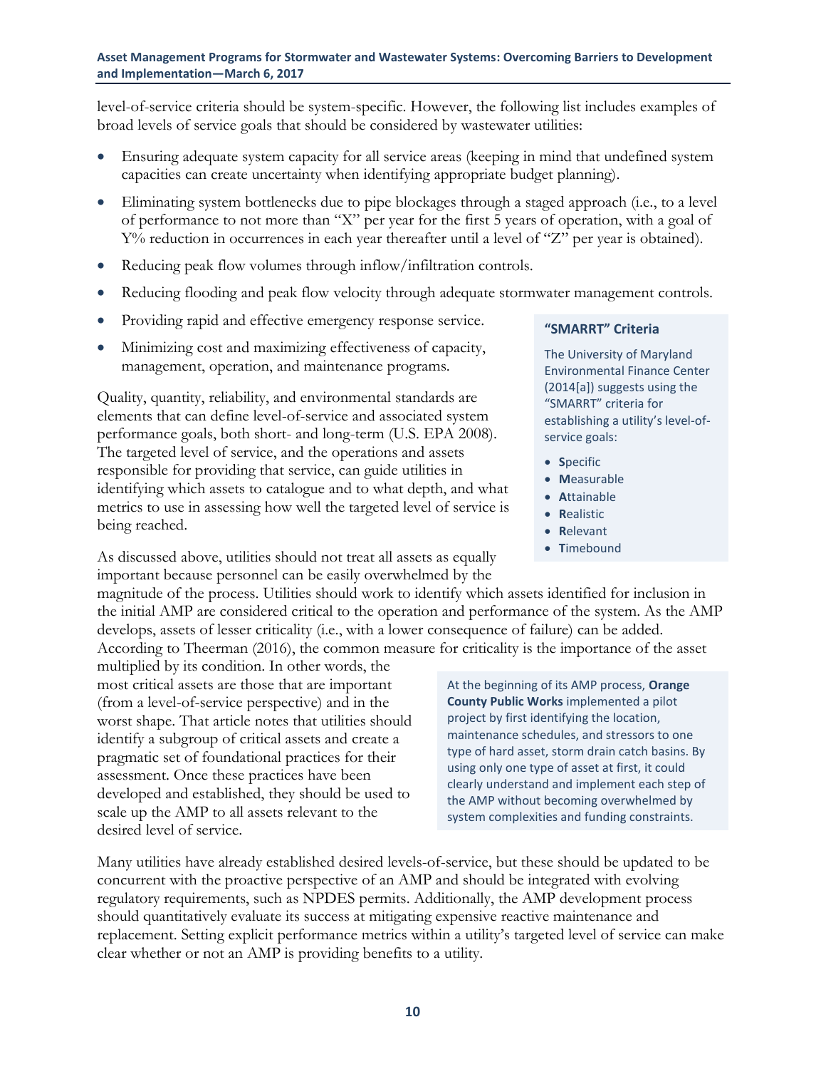level-of-service criteria should be system-specific. However, the following list includes examples of broad levels of service goals that should be considered by wastewater utilities:

- Ensuring adequate system capacity for all service areas (keeping in mind that undefined system capacities can create uncertainty when identifying appropriate budget planning).
- Eliminating system bottlenecks due to pipe blockages through a staged approach (i.e., to a level of performance to not more than "X" per year for the first 5 years of operation, with a goal of Y% reduction in occurrences in each year thereafter until a level of "Z" per year is obtained).
- Reducing peak flow volumes through inflow/infiltration controls.
- Reducing flooding and peak flow velocity through adequate stormwater management controls.
- Providing rapid and effective emergency response service.
- Minimizing cost and maximizing effectiveness of capacity, management, operation, and maintenance programs.

Quality, quantity, reliability, and environmental standards are elements that can define level-of-service and associated system performance goals, both short- and long-term (U.S. EPA 2008). The targeted level of service, and the operations and assets responsible for providing that service, can guide utilities in identifying which assets to catalogue and to what depth, and what metrics to use in assessing how well the targeted level of service is being reached.

> **"SMARRT" Criteria**
>
> The University of Maryland Environmental Finance Center (2014[a]) suggests using the "SMARRT" criteria for establishing a utility's level-of-service goals:
>
> - **S**pecific
> - **M**easurable
> - **A**ttainable
> - **R**ealistic
> - **R**elevant
> - **T**imebound

As discussed above, utilities should not treat all assets as equally important because personnel can be easily overwhelmed by the magnitude of the process. Utilities should work to identify which assets identified for inclusion in the initial AMP are considered critical to the operation and performance of the system. As the AMP develops, assets of lesser criticality (i.e., with a lower consequence of failure) can be added. According to Theerman (2016), the common measure for criticality is the importance of the asset multiplied by its condition. In other words, the most critical assets are those that are important (from a level-of-service perspective) and in the worst shape. That article notes that utilities should identify a subgroup of critical assets and create a pragmatic set of foundational practices for their assessment. Once these practices have been developed and established, they should be used to scale up the AMP to all assets relevant to the desired level of service.

> At the beginning of its AMP process, **Orange County Public Works** implemented a pilot project by first identifying the location, maintenance schedules, and stressors to one type of hard asset, storm drain catch basins. By using only one type of asset at first, it could clearly understand and implement each step of the AMP without becoming overwhelmed by system complexities and funding constraints.

Many utilities have already established desired levels-of-service, but these should be updated to be concurrent with the proactive perspective of an AMP and should be integrated with evolving regulatory requirements, such as NPDES permits. Additionally, the AMP development process should quantitatively evaluate its success at mitigating expensive reactive maintenance and replacement. Setting explicit performance metrics within a utility's targeted level of service can make clear whether or not an AMP is providing benefits to a utility.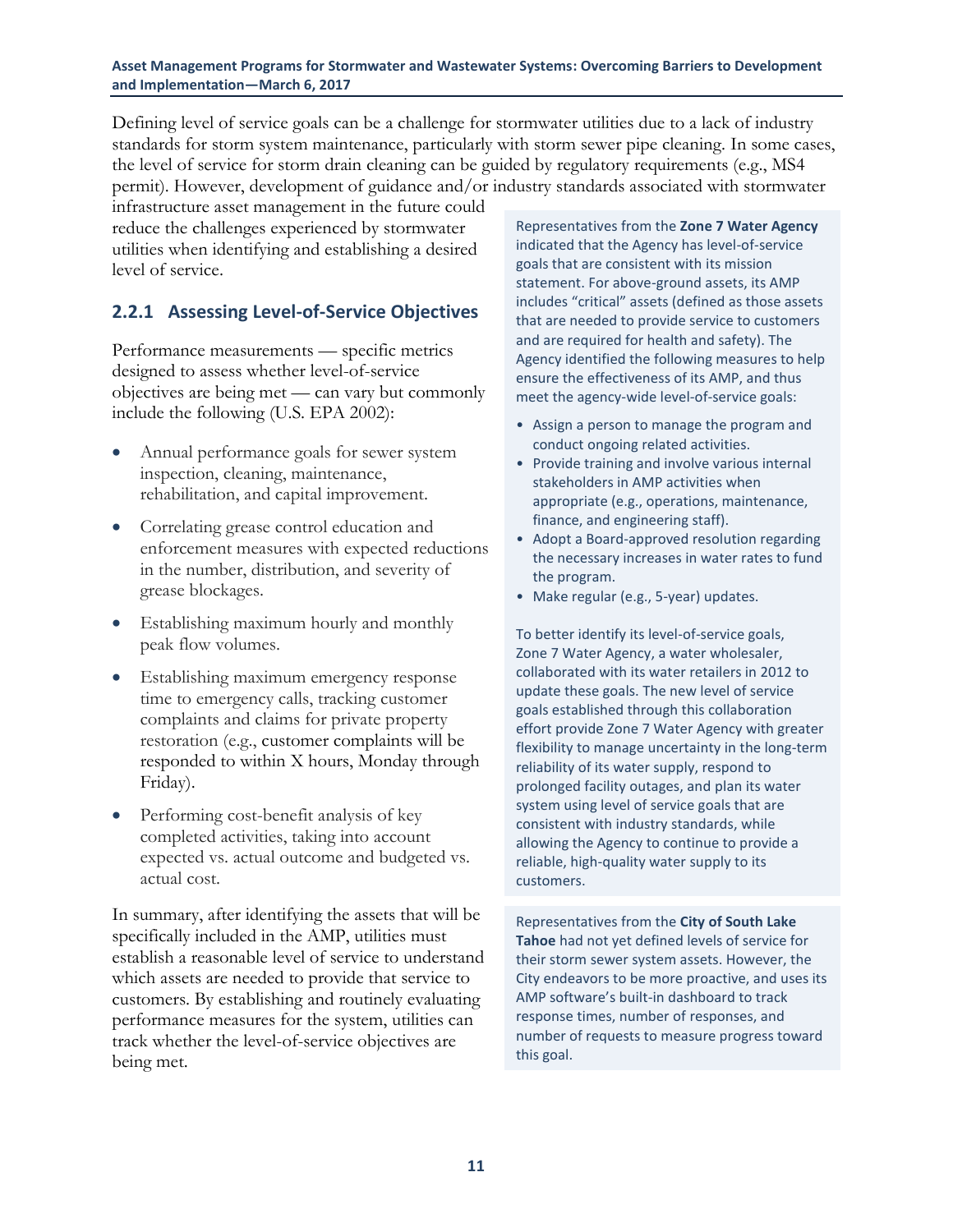Defining level of service goals can be a challenge for stormwater utilities due to a lack of industry standards for storm system maintenance, particularly with storm sewer pipe cleaning. In some cases, the level of service for storm drain cleaning can be guided by regulatory requirements (e.g., MS4 permit). However, development of guidance and/or industry standards associated with stormwater infrastructure asset management in the future could reduce the challenges experienced by stormwater utilities when identifying and establishing a desired level of service.

### 2.2.1 Assessing Level-of-Service Objectives

Performance measurements — specific metrics designed to assess whether level-of-service objectives are being met — can vary but commonly include the following (U.S. EPA 2002):

- Annual performance goals for sewer system inspection, cleaning, maintenance, rehabilitation, and capital improvement.
- Correlating grease control education and enforcement measures with expected reductions in the number, distribution, and severity of grease blockages.
- Establishing maximum hourly and monthly peak flow volumes.
- Establishing maximum emergency response time to emergency calls, tracking customer complaints and claims for private property restoration (e.g., customer complaints will be responded to within X hours, Monday through Friday).
- Performing cost-benefit analysis of key completed activities, taking into account expected vs. actual outcome and budgeted vs. actual cost.

In summary, after identifying the assets that will be specifically included in the AMP, utilities must establish a reasonable level of service to understand which assets are needed to provide that service to customers. By establishing and routinely evaluating performance measures for the system, utilities can track whether the level-of-service objectives are being met.

Representatives from the **Zone 7 Water Agency** indicated that the Agency has level-of-service goals that are consistent with its mission statement. For above-ground assets, its AMP includes "critical" assets (defined as those assets that are needed to provide service to customers and are required for health and safety). The Agency identified the following measures to help ensure the effectiveness of its AMP, and thus meet the agency-wide level-of-service goals:

- Assign a person to manage the program and conduct ongoing related activities.
- Provide training and involve various internal stakeholders in AMP activities when appropriate (e.g., operations, maintenance, finance, and engineering staff).
- Adopt a Board-approved resolution regarding the necessary increases in water rates to fund the program.
- Make regular (e.g., 5-year) updates.

To better identify its level-of-service goals, Zone 7 Water Agency, a water wholesaler, collaborated with its water retailers in 2012 to update these goals. The new level of service goals established through this collaboration effort provide Zone 7 Water Agency with greater flexibility to manage uncertainty in the long-term reliability of its water supply, respond to prolonged facility outages, and plan its water system using level of service goals that are consistent with industry standards, while allowing the Agency to continue to provide a reliable, high-quality water supply to its customers.

Representatives from the **City of South Lake Tahoe** had not yet defined levels of service for their storm sewer system assets. However, the City endeavors to be more proactive, and uses its AMP software's built-in dashboard to track response times, number of responses, and number of requests to measure progress toward this goal.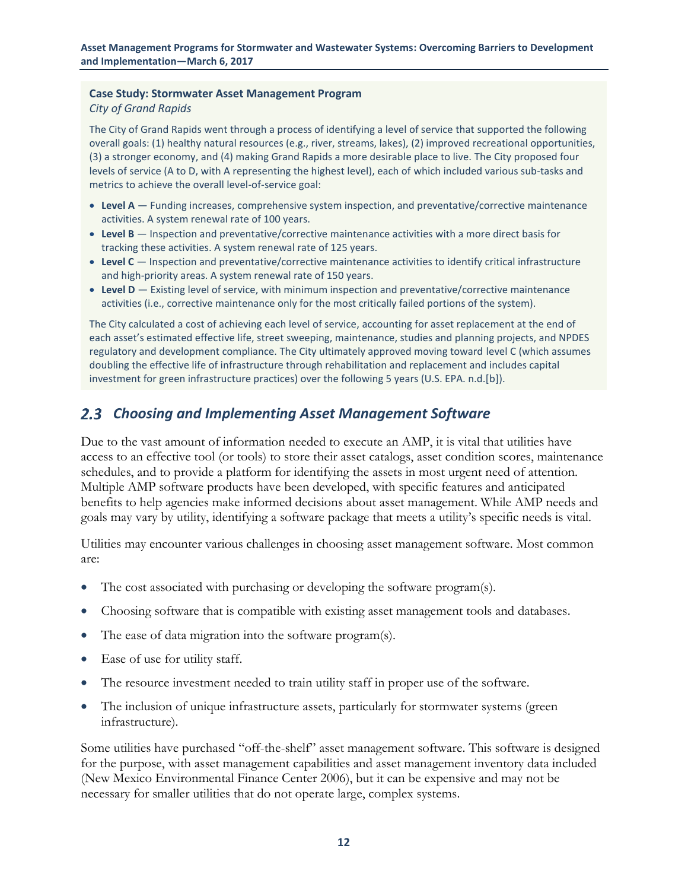**Case Study: Stormwater Asset Management Program**
*City of Grand Rapids*

The City of Grand Rapids went through a process of identifying a level of service that supported the following overall goals: (1) healthy natural resources (e.g., river, streams, lakes), (2) improved recreational opportunities, (3) a stronger economy, and (4) making Grand Rapids a more desirable place to live. The City proposed four levels of service (A to D, with A representing the highest level), each of which included various sub-tasks and metrics to achieve the overall level-of-service goal:

- **Level A** — Funding increases, comprehensive system inspection, and preventative/corrective maintenance activities. A system renewal rate of 100 years.
- **Level B** — Inspection and preventative/corrective maintenance activities with a more direct basis for tracking these activities. A system renewal rate of 125 years.
- **Level C** — Inspection and preventative/corrective maintenance activities to identify critical infrastructure and high-priority areas. A system renewal rate of 150 years.
- **Level D** — Existing level of service, with minimum inspection and preventative/corrective maintenance activities (i.e., corrective maintenance only for the most critically failed portions of the system).

The City calculated a cost of achieving each level of service, accounting for asset replacement at the end of each asset's estimated effective life, street sweeping, maintenance, studies and planning projects, and NPDES regulatory and development compliance. The City ultimately approved moving toward level C (which assumes doubling the effective life of infrastructure through rehabilitation and replacement and includes capital investment for green infrastructure practices) over the following 5 years (U.S. EPA. n.d.[b]).

## *2.3 Choosing and Implementing Asset Management Software*

Due to the vast amount of information needed to execute an AMP, it is vital that utilities have access to an effective tool (or tools) to store their asset catalogs, asset condition scores, maintenance schedules, and to provide a platform for identifying the assets in most urgent need of attention. Multiple AMP software products have been developed, with specific features and anticipated benefits to help agencies make informed decisions about asset management. While AMP needs and goals may vary by utility, identifying a software package that meets a utility's specific needs is vital.

Utilities may encounter various challenges in choosing asset management software. Most common are:

- The cost associated with purchasing or developing the software program(s).
- Choosing software that is compatible with existing asset management tools and databases.
- The ease of data migration into the software program(s).
- Ease of use for utility staff.
- The resource investment needed to train utility staff in proper use of the software.
- The inclusion of unique infrastructure assets, particularly for stormwater systems (green infrastructure).

Some utilities have purchased "off-the-shelf" asset management software. This software is designed for the purpose, with asset management capabilities and asset management inventory data included (New Mexico Environmental Finance Center 2006), but it can be expensive and may not be necessary for smaller utilities that do not operate large, complex systems.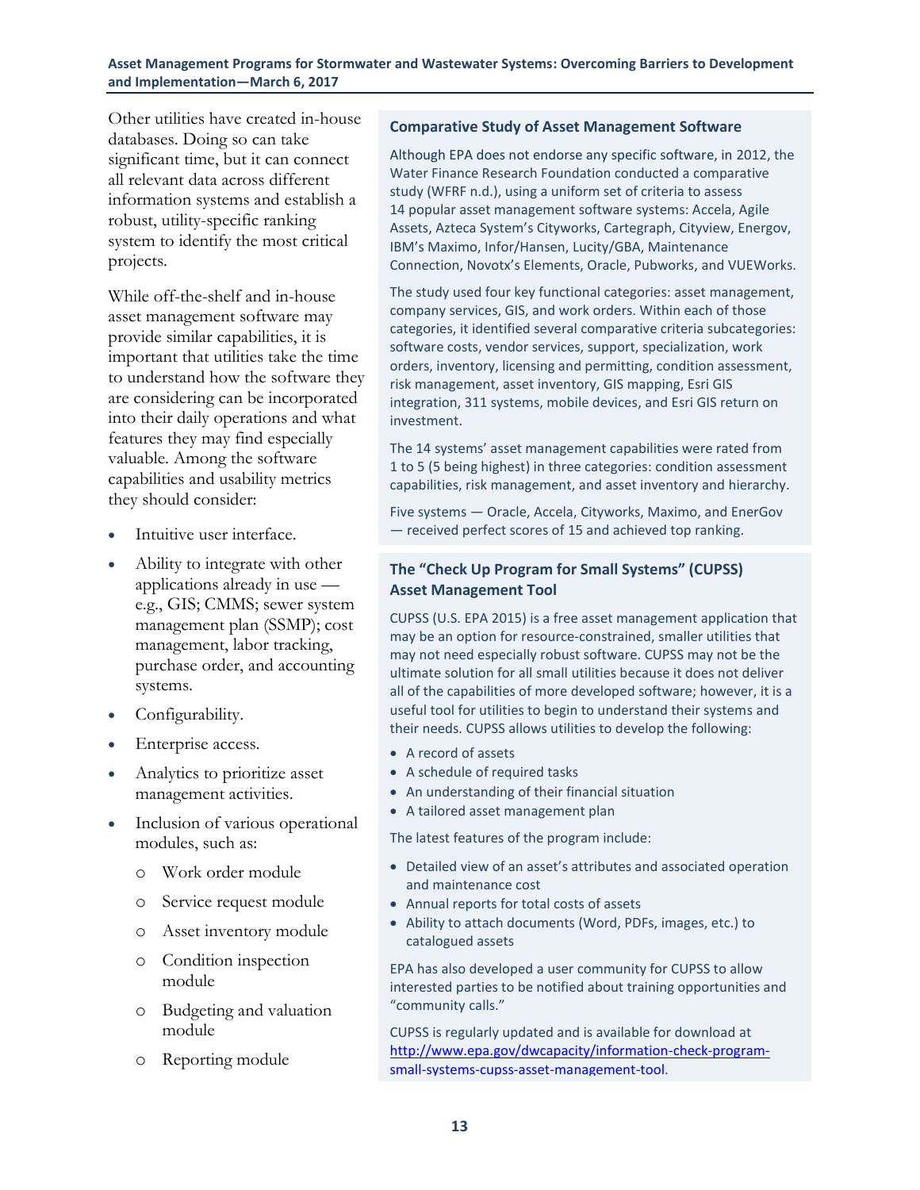Other utilities have created in-house databases. Doing so can take significant time, but it can connect all relevant data across different information systems and establish a robust, utility-specific ranking system to identify the most critical projects.

While off-the-shelf and in-house asset management software may provide similar capabilities, it is important that utilities take the time to understand how the software they are considering can be incorporated into their daily operations and what features they may find especially valuable. Among the software capabilities and usability metrics they should consider:

- Intuitive user interface.
- Ability to integrate with other applications already in use — e.g., GIS; CMMS; sewer system management plan (SSMP); cost management, labor tracking, purchase order, and accounting systems.
- Configurability.
- Enterprise access.
- Analytics to prioritize asset management activities.
- Inclusion of various operational modules, such as:
  - Work order module
  - Service request module
  - Asset inventory module
  - Condition inspection module
  - Budgeting and valuation module
  - Reporting module

### Comparative Study of Asset Management Software

Although EPA does not endorse any specific software, in 2012, the Water Finance Research Foundation conducted a comparative study (WFRF n.d.), using a uniform set of criteria to assess 14 popular asset management software systems: Accela, Agile Assets, Azteca System's Cityworks, Cartegraph, Cityview, Energov, IBM's Maximo, Infor/Hansen, Lucity/GBA, Maintenance Connection, Novotx's Elements, Oracle, Pubworks, and VUEWorks.

The study used four key functional categories: asset management, company services, GIS, and work orders. Within each of those categories, it identified several comparative criteria subcategories: software costs, vendor services, support, specialization, work orders, inventory, licensing and permitting, condition assessment, risk management, asset inventory, GIS mapping, Esri GIS integration, 311 systems, mobile devices, and Esri GIS return on investment.

The 14 systems' asset management capabilities were rated from 1 to 5 (5 being highest) in three categories: condition assessment capabilities, risk management, and asset inventory and hierarchy.

Five systems — Oracle, Accela, Cityworks, Maximo, and EnerGov — received perfect scores of 15 and achieved top ranking.

### The "Check Up Program for Small Systems" (CUPSS) Asset Management Tool

CUPSS (U.S. EPA 2015) is a free asset management application that may be an option for resource-constrained, smaller utilities that may not need especially robust software. CUPSS may not be the ultimate solution for all small utilities because it does not deliver all of the capabilities of more developed software; however, it is a useful tool for utilities to begin to understand their systems and their needs. CUPSS allows utilities to develop the following:

- A record of assets
- A schedule of required tasks
- An understanding of their financial situation
- A tailored asset management plan

The latest features of the program include:

- Detailed view of an asset's attributes and associated operation and maintenance cost
- Annual reports for total costs of assets
- Ability to attach documents (Word, PDFs, images, etc.) to catalogued assets

EPA has also developed a user community for CUPSS to allow interested parties to be notified about training opportunities and "community calls."

CUPSS is regularly updated and is available for download at http://www.epa.gov/dwcapacity/information-check-program-small-systems-cupss-asset-management-tool.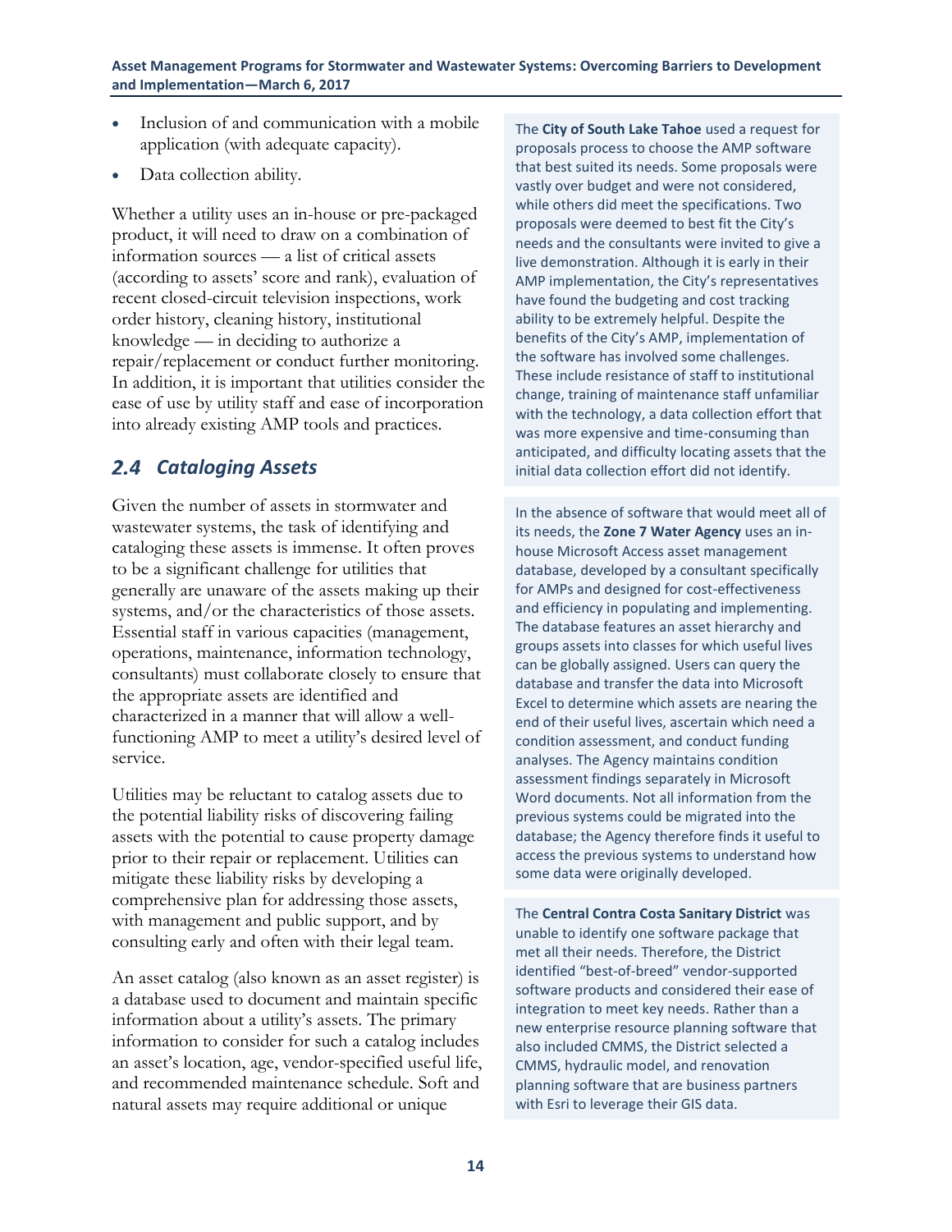- Inclusion of and communication with a mobile application (with adequate capacity).
- Data collection ability.

Whether a utility uses an in-house or pre-packaged product, it will need to draw on a combination of information sources — a list of critical assets (according to assets' score and rank), evaluation of recent closed-circuit television inspections, work order history, cleaning history, institutional knowledge — in deciding to authorize a repair/replacement or conduct further monitoring. In addition, it is important that utilities consider the ease of use by utility staff and ease of incorporation into already existing AMP tools and practices.

## *2.4 Cataloging Assets*

Given the number of assets in stormwater and wastewater systems, the task of identifying and cataloging these assets is immense. It often proves to be a significant challenge for utilities that generally are unaware of the assets making up their systems, and/or the characteristics of those assets. Essential staff in various capacities (management, operations, maintenance, information technology, consultants) must collaborate closely to ensure that the appropriate assets are identified and characterized in a manner that will allow a well-functioning AMP to meet a utility's desired level of service.

Utilities may be reluctant to catalog assets due to the potential liability risks of discovering failing assets with the potential to cause property damage prior to their repair or replacement. Utilities can mitigate these liability risks by developing a comprehensive plan for addressing those assets, with management and public support, and by consulting early and often with their legal team.

An asset catalog (also known as an asset register) is a database used to document and maintain specific information about a utility's assets. The primary information to consider for such a catalog includes an asset's location, age, vendor-specified useful life, and recommended maintenance schedule. Soft and natural assets may require additional or unique

The **City of South Lake Tahoe** used a request for proposals process to choose the AMP software that best suited its needs. Some proposals were vastly over budget and were not considered, while others did meet the specifications. Two proposals were deemed to best fit the City's needs and the consultants were invited to give a live demonstration. Although it is early in their AMP implementation, the City's representatives have found the budgeting and cost tracking ability to be extremely helpful. Despite the benefits of the City's AMP, implementation of the software has involved some challenges. These include resistance of staff to institutional change, training of maintenance staff unfamiliar with the technology, a data collection effort that was more expensive and time-consuming than anticipated, and difficulty locating assets that the initial data collection effort did not identify.

In the absence of software that would meet all of its needs, the **Zone 7 Water Agency** uses an in-house Microsoft Access asset management database, developed by a consultant specifically for AMPs and designed for cost-effectiveness and efficiency in populating and implementing. The database features an asset hierarchy and groups assets into classes for which useful lives can be globally assigned. Users can query the database and transfer the data into Microsoft Excel to determine which assets are nearing the end of their useful lives, ascertain which need a condition assessment, and conduct funding analyses. The Agency maintains condition assessment findings separately in Microsoft Word documents. Not all information from the previous systems could be migrated into the database; the Agency therefore finds it useful to access the previous systems to understand how some data were originally developed.

The **Central Contra Costa Sanitary District** was unable to identify one software package that met all their needs. Therefore, the District identified "best-of-breed" vendor-supported software products and considered their ease of integration to meet key needs. Rather than a new enterprise resource planning software that also included CMMS, the District selected a CMMS, hydraulic model, and renovation planning software that are business partners with Esri to leverage their GIS data.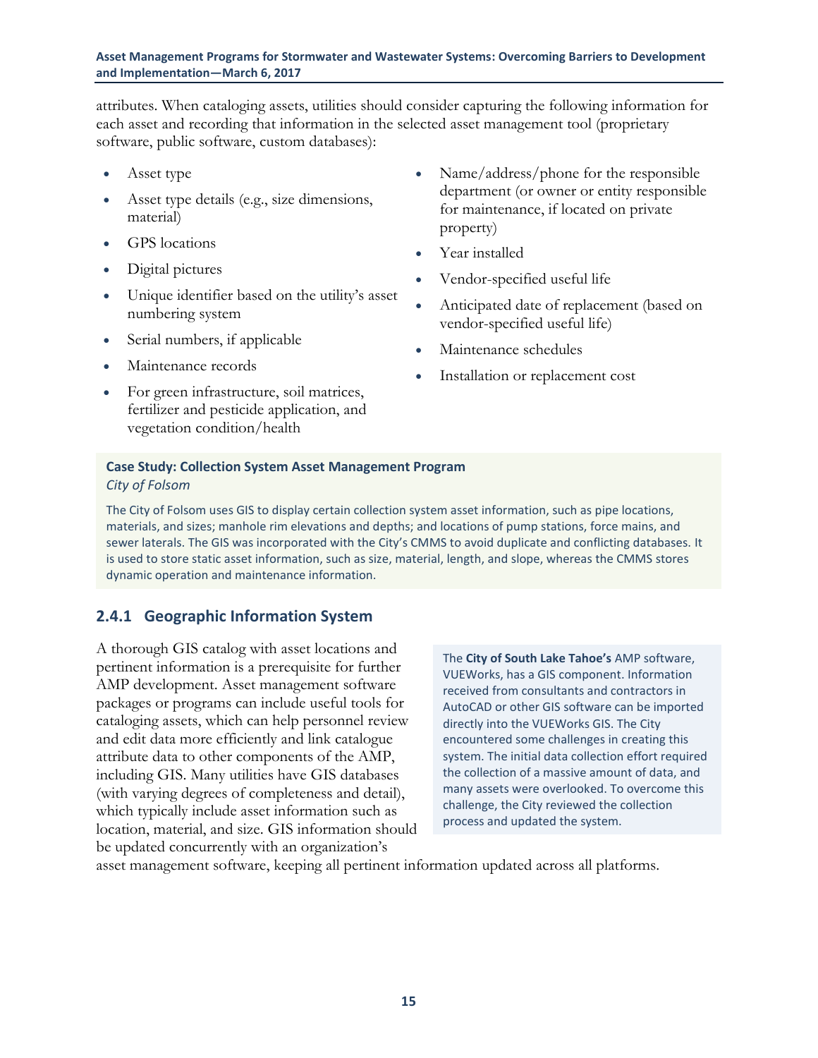attributes. When cataloging assets, utilities should consider capturing the following information for each asset and recording that information in the selected asset management tool (proprietary software, public software, custom databases):

- Asset type
- Asset type details (e.g., size dimensions, material)
- GPS locations
- Digital pictures
- Unique identifier based on the utility's asset numbering system
- Serial numbers, if applicable
- Maintenance records
- For green infrastructure, soil matrices, fertilizer and pesticide application, and vegetation condition/health
- Name/address/phone for the responsible department (or owner or entity responsible for maintenance, if located on private property)
- Year installed
- Vendor-specified useful life
- Anticipated date of replacement (based on vendor-specified useful life)
- Maintenance schedules
- Installation or replacement cost

**Case Study: Collection System Asset Management Program**
*City of Folsom*

The City of Folsom uses GIS to display certain collection system asset information, such as pipe locations, materials, and sizes; manhole rim elevations and depths; and locations of pump stations, force mains, and sewer laterals. The GIS was incorporated with the City's CMMS to avoid duplicate and conflicting databases. It is used to store static asset information, such as size, material, length, and slope, whereas the CMMS stores dynamic operation and maintenance information.

### 2.4.1 Geographic Information System

A thorough GIS catalog with asset locations and pertinent information is a prerequisite for further AMP development. Asset management software packages or programs can include useful tools for cataloging assets, which can help personnel review and edit data more efficiently and link catalogue attribute data to other components of the AMP, including GIS. Many utilities have GIS databases (with varying degrees of completeness and detail), which typically include asset information such as location, material, and size. GIS information should be updated concurrently with an organization's asset management software, keeping all pertinent information updated across all platforms.

The **City of South Lake Tahoe's** AMP software, VUEWorks, has a GIS component. Information received from consultants and contractors in AutoCAD or other GIS software can be imported directly into the VUEWorks GIS. The City encountered some challenges in creating this system. The initial data collection effort required the collection of a massive amount of data, and many assets were overlooked. To overcome this challenge, the City reviewed the collection process and updated the system.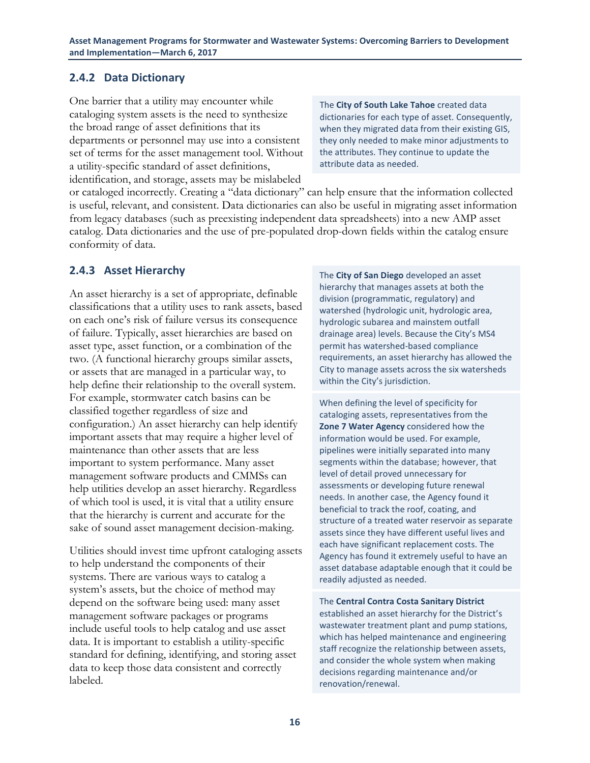### 2.4.2 Data Dictionary

One barrier that a utility may encounter while cataloging system assets is the need to synthesize the broad range of asset definitions that its departments or personnel may use into a consistent set of terms for the asset management tool. Without a utility-specific standard of asset definitions, identification, and storage, assets may be mislabeled or cataloged incorrectly. Creating a "data dictionary" can help ensure that the information collected is useful, relevant, and consistent. Data dictionaries can also be useful in migrating asset information from legacy databases (such as preexisting independent data spreadsheets) into a new AMP asset catalog. Data dictionaries and the use of pre-populated drop-down fields within the catalog ensure conformity of data.

The **City of South Lake Tahoe** created data dictionaries for each type of asset. Consequently, when they migrated data from their existing GIS, they only needed to make minor adjustments to the attributes. They continue to update the attribute data as needed.

### 2.4.3 Asset Hierarchy

An asset hierarchy is a set of appropriate, definable classifications that a utility uses to rank assets, based on each one's risk of failure versus its consequence of failure. Typically, asset hierarchies are based on asset type, asset function, or a combination of the two. (A functional hierarchy groups similar assets, or assets that are managed in a particular way, to help define their relationship to the overall system. For example, stormwater catch basins can be classified together regardless of size and configuration.) An asset hierarchy can help identify important assets that may require a higher level of maintenance than other assets that are less important to system performance. Many asset management software products and CMMSs can help utilities develop an asset hierarchy. Regardless of which tool is used, it is vital that a utility ensure that the hierarchy is current and accurate for the sake of sound asset management decision-making.

Utilities should invest time upfront cataloging assets to help understand the components of their systems. There are various ways to catalog a system's assets, but the choice of method may depend on the software being used: many asset management software packages or programs include useful tools to help catalog and use asset data. It is important to establish a utility-specific standard for defining, identifying, and storing asset data to keep those data consistent and correctly labeled.

The **City of San Diego** developed an asset hierarchy that manages assets at both the division (programmatic, regulatory) and watershed (hydrologic unit, hydrologic area, hydrologic subarea and mainstem outfall drainage area) levels. Because the City's MS4 permit has watershed-based compliance requirements, an asset hierarchy has allowed the City to manage assets across the six watersheds within the City's jurisdiction.

When defining the level of specificity for cataloging assets, representatives from the **Zone 7 Water Agency** considered how the information would be used. For example, pipelines were initially separated into many segments within the database; however, that level of detail proved unnecessary for assessments or developing future renewal needs. In another case, the Agency found it beneficial to track the roof, coating, and structure of a treated water reservoir as separate assets since they have different useful lives and each have significant replacement costs. The Agency has found it extremely useful to have an asset database adaptable enough that it could be readily adjusted as needed.

The **Central Contra Costa Sanitary District** established an asset hierarchy for the District's wastewater treatment plant and pump stations, which has helped maintenance and engineering staff recognize the relationship between assets, and consider the whole system when making decisions regarding maintenance and/or renovation/renewal.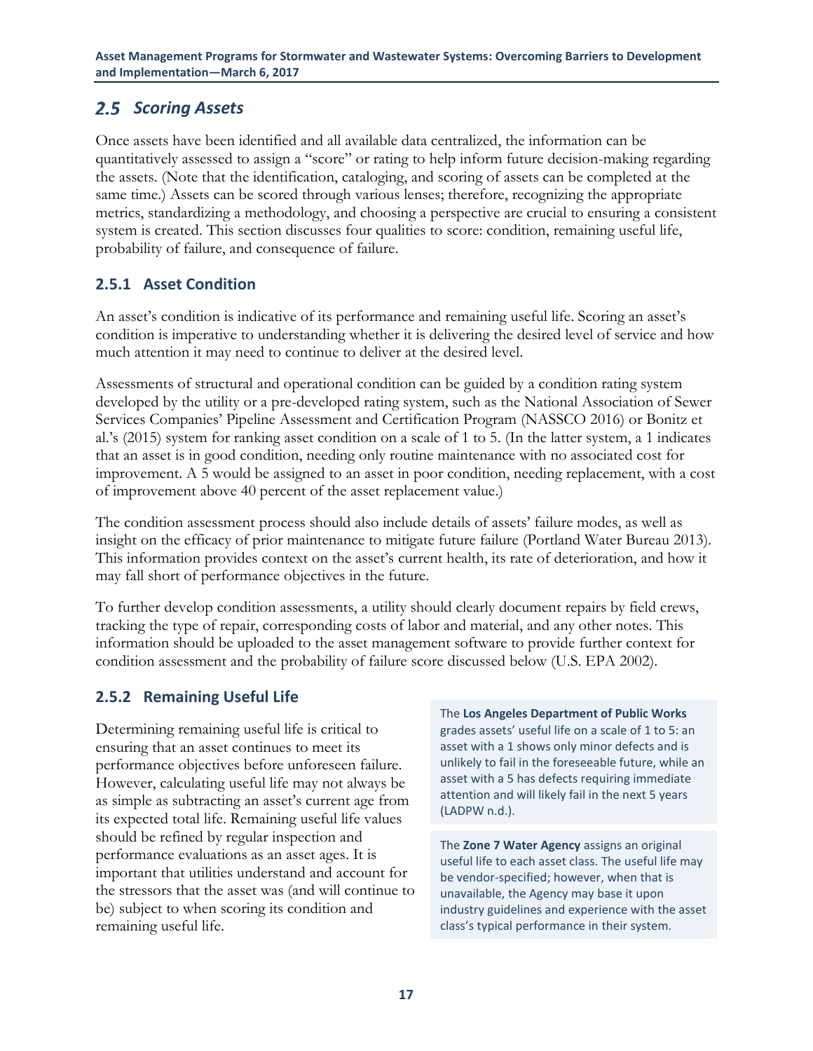## 2.5 Scoring Assets

Once assets have been identified and all available data centralized, the information can be quantitatively assessed to assign a "score" or rating to help inform future decision-making regarding the assets. (Note that the identification, cataloging, and scoring of assets can be completed at the same time.) Assets can be scored through various lenses; therefore, recognizing the appropriate metrics, standardizing a methodology, and choosing a perspective are crucial to ensuring a consistent system is created. This section discusses four qualities to score: condition, remaining useful life, probability of failure, and consequence of failure.

### 2.5.1 Asset Condition

An asset's condition is indicative of its performance and remaining useful life. Scoring an asset's condition is imperative to understanding whether it is delivering the desired level of service and how much attention it may need to continue to deliver at the desired level.

Assessments of structural and operational condition can be guided by a condition rating system developed by the utility or a pre-developed rating system, such as the National Association of Sewer Services Companies' Pipeline Assessment and Certification Program (NASSCO 2016) or Bonitz et al.'s (2015) system for ranking asset condition on a scale of 1 to 5. (In the latter system, a 1 indicates that an asset is in good condition, needing only routine maintenance with no associated cost for improvement. A 5 would be assigned to an asset in poor condition, needing replacement, with a cost of improvement above 40 percent of the asset replacement value.)

The condition assessment process should also include details of assets' failure modes, as well as insight on the efficacy of prior maintenance to mitigate future failure (Portland Water Bureau 2013). This information provides context on the asset's current health, its rate of deterioration, and how it may fall short of performance objectives in the future.

To further develop condition assessments, a utility should clearly document repairs by field crews, tracking the type of repair, corresponding costs of labor and material, and any other notes. This information should be uploaded to the asset management software to provide further context for condition assessment and the probability of failure score discussed below (U.S. EPA 2002).

### 2.5.2 Remaining Useful Life

Determining remaining useful life is critical to ensuring that an asset continues to meet its performance objectives before unforeseen failure. However, calculating useful life may not always be as simple as subtracting an asset's current age from its expected total life. Remaining useful life values should be refined by regular inspection and performance evaluations as an asset ages. It is important that utilities understand and account for the stressors that the asset was (and will continue to be) subject to when scoring its condition and remaining useful life.

The **Los Angeles Department of Public Works** grades assets' useful life on a scale of 1 to 5: an asset with a 1 shows only minor defects and is unlikely to fail in the foreseeable future, while an asset with a 5 has defects requiring immediate attention and will likely fail in the next 5 years (LADPW n.d.).

The **Zone 7 Water Agency** assigns an original useful life to each asset class. The useful life may be vendor-specified; however, when that is unavailable, the Agency may base it upon industry guidelines and experience with the asset class's typical performance in their system.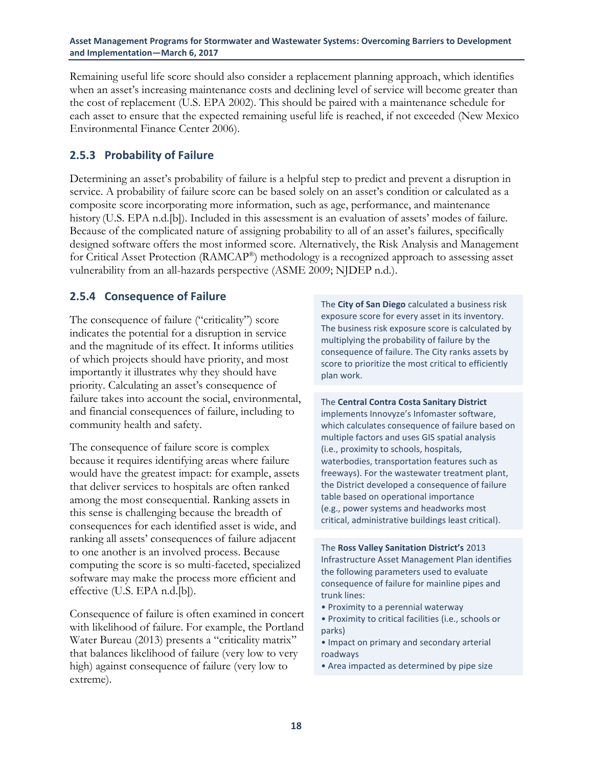Remaining useful life score should also consider a replacement planning approach, which identifies when an asset's increasing maintenance costs and declining level of service will become greater than the cost of replacement (U.S. EPA 2002). This should be paired with a maintenance schedule for each asset to ensure that the expected remaining useful life is reached, if not exceeded (New Mexico Environmental Finance Center 2006).

### 2.5.3 Probability of Failure

Determining an asset's probability of failure is a helpful step to predict and prevent a disruption in service. A probability of failure score can be based solely on an asset's condition or calculated as a composite score incorporating more information, such as age, performance, and maintenance history (U.S. EPA n.d.[b]). Included in this assessment is an evaluation of assets' modes of failure. Because of the complicated nature of assigning probability to all of an asset's failures, specifically designed software offers the most informed score. Alternatively, the Risk Analysis and Management for Critical Asset Protection (RAMCAP®) methodology is a recognized approach to assessing asset vulnerability from an all-hazards perspective (ASME 2009; NJDEP n.d.).

### 2.5.4 Consequence of Failure

The consequence of failure ("criticality") score indicates the potential for a disruption in service and the magnitude of its effect. It informs utilities of which projects should have priority, and most importantly it illustrates why they should have priority. Calculating an asset's consequence of failure takes into account the social, environmental, and financial consequences of failure, including to community health and safety.

The consequence of failure score is complex because it requires identifying areas where failure would have the greatest impact: for example, assets that deliver services to hospitals are often ranked among the most consequential. Ranking assets in this sense is challenging because the breadth of consequences for each identified asset is wide, and ranking all assets' consequences of failure adjacent to one another is an involved process. Because computing the score is so multi-faceted, specialized software may make the process more efficient and effective (U.S. EPA n.d.[b]).

Consequence of failure is often examined in concert with likelihood of failure. For example, the Portland Water Bureau (2013) presents a "criticality matrix" that balances likelihood of failure (very low to very high) against consequence of failure (very low to extreme).

The **City of San Diego** calculated a business risk exposure score for every asset in its inventory. The business risk exposure score is calculated by multiplying the probability of failure by the consequence of failure. The City ranks assets by score to prioritize the most critical to efficiently plan work.

The **Central Contra Costa Sanitary District** implements Innovyze's Infomaster software, which calculates consequence of failure based on multiple factors and uses GIS spatial analysis (i.e., proximity to schools, hospitals, waterbodies, transportation features such as freeways). For the wastewater treatment plant, the District developed a consequence of failure table based on operational importance (e.g., power systems and headworks most critical, administrative buildings least critical).

The **Ross Valley Sanitation District's** 2013 Infrastructure Asset Management Plan identifies the following parameters used to evaluate consequence of failure for mainline pipes and trunk lines:

- Proximity to a perennial waterway
- Proximity to critical facilities (i.e., schools or parks)
- Impact on primary and secondary arterial roadways
- Area impacted as determined by pipe size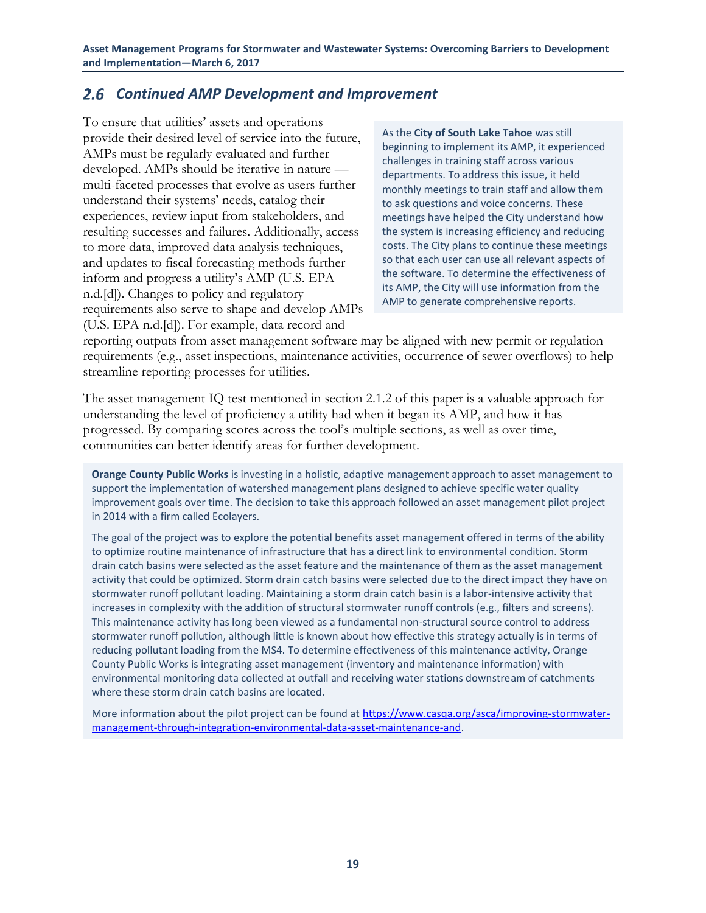## 2.6 Continued AMP Development and Improvement

To ensure that utilities' assets and operations provide their desired level of service into the future, AMPs must be regularly evaluated and further developed. AMPs should be iterative in nature — multi-faceted processes that evolve as users further understand their systems' needs, catalog their experiences, review input from stakeholders, and resulting successes and failures. Additionally, access to more data, improved data analysis techniques, and updates to fiscal forecasting methods further inform and progress a utility's AMP (U.S. EPA n.d.[d]). Changes to policy and regulatory requirements also serve to shape and develop AMPs (U.S. EPA n.d.[d]). For example, data record and reporting outputs from asset management software may be aligned with new permit or regulation requirements (e.g., asset inspections, maintenance activities, occurrence of sewer overflows) to help streamline reporting processes for utilities.

> As the **City of South Lake Tahoe** was still beginning to implement its AMP, it experienced challenges in training staff across various departments. To address this issue, it held monthly meetings to train staff and allow them to ask questions and voice concerns. These meetings have helped the City understand how the system is increasing efficiency and reducing costs. The City plans to continue these meetings so that each user can use all relevant aspects of the software. To determine the effectiveness of its AMP, the City will use information from the AMP to generate comprehensive reports.

The asset management IQ test mentioned in section 2.1.2 of this paper is a valuable approach for understanding the level of proficiency a utility had when it began its AMP, and how it has progressed. By comparing scores across the tool's multiple sections, as well as over time, communities can better identify areas for further development.

> **Orange County Public Works** is investing in a holistic, adaptive management approach to asset management to support the implementation of watershed management plans designed to achieve specific water quality improvement goals over time. The decision to take this approach followed an asset management pilot project in 2014 with a firm called Ecolayers.
>
> The goal of the project was to explore the potential benefits asset management offered in terms of the ability to optimize routine maintenance of infrastructure that has a direct link to environmental condition. Storm drain catch basins were selected as the asset feature and the maintenance of them as the asset management activity that could be optimized. Storm drain catch basins were selected due to the direct impact they have on stormwater runoff pollutant loading. Maintaining a storm drain catch basin is a labor-intensive activity that increases in complexity with the addition of structural stormwater runoff controls (e.g., filters and screens). This maintenance activity has long been viewed as a fundamental non-structural source control to address stormwater runoff pollution, although little is known about how effective this strategy actually is in terms of reducing pollutant loading from the MS4. To determine effectiveness of this maintenance activity, Orange County Public Works is integrating asset management (inventory and maintenance information) with environmental monitoring data collected at outfall and receiving water stations downstream of catchments where these storm drain catch basins are located.
>
> More information about the pilot project can be found at https://www.casqa.org/asca/improving-stormwater-management-through-integration-environmental-data-asset-maintenance-and.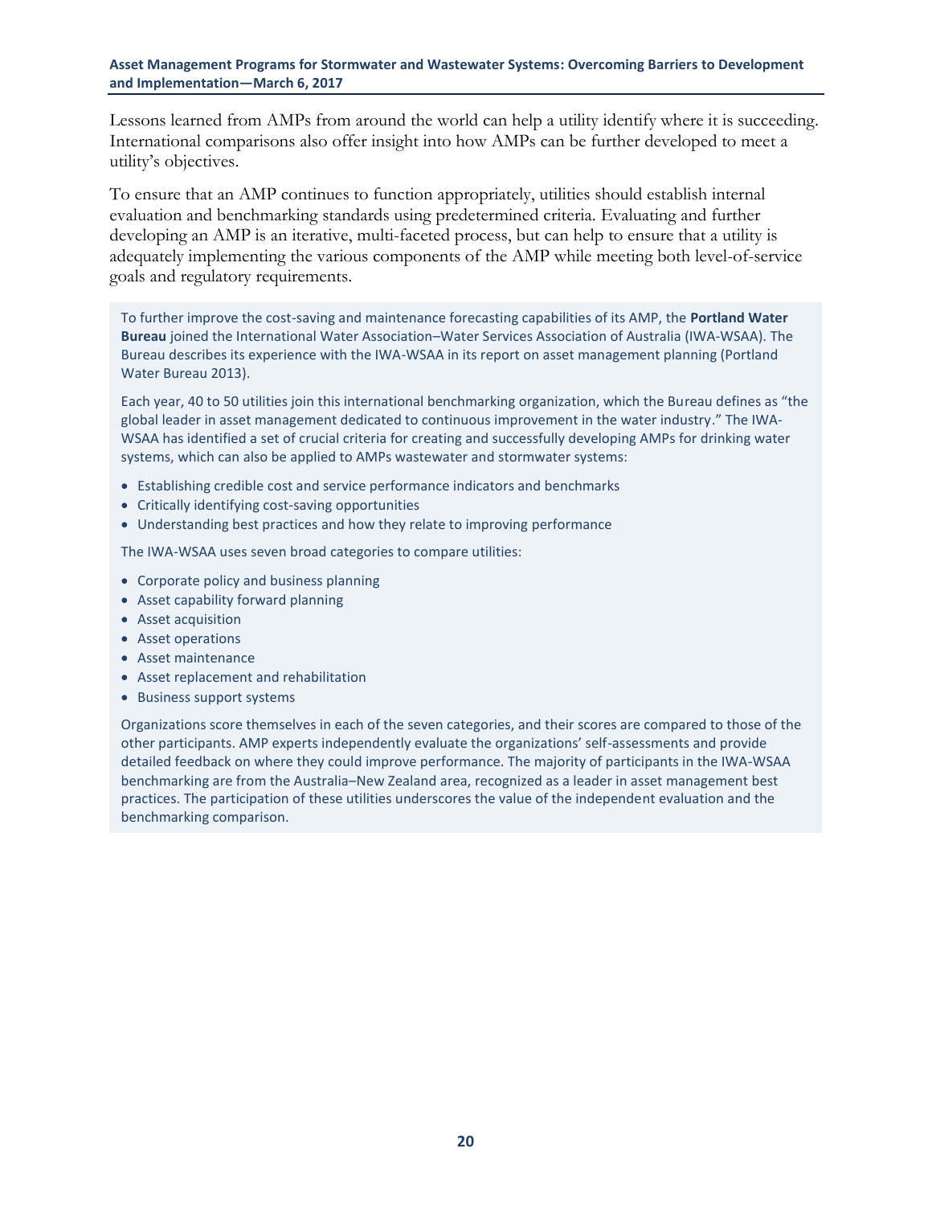Lessons learned from AMPs from around the world can help a utility identify where it is succeeding. International comparisons also offer insight into how AMPs can be further developed to meet a utility's objectives.

To ensure that an AMP continues to function appropriately, utilities should establish internal evaluation and benchmarking standards using predetermined criteria. Evaluating and further developing an AMP is an iterative, multi-faceted process, but can help to ensure that a utility is adequately implementing the various components of the AMP while meeting both level-of-service goals and regulatory requirements.

> To further improve the cost-saving and maintenance forecasting capabilities of its AMP, the **Portland Water Bureau** joined the International Water Association–Water Services Association of Australia (IWA-WSAA). The Bureau describes its experience with the IWA-WSAA in its report on asset management planning (Portland Water Bureau 2013).
>
> Each year, 40 to 50 utilities join this international benchmarking organization, which the Bureau defines as "the global leader in asset management dedicated to continuous improvement in the water industry." The IWA-WSAA has identified a set of crucial criteria for creating and successfully developing AMPs for drinking water systems, which can also be applied to AMPs wastewater and stormwater systems:
>
> - Establishing credible cost and service performance indicators and benchmarks
> - Critically identifying cost-saving opportunities
> - Understanding best practices and how they relate to improving performance
>
> The IWA-WSAA uses seven broad categories to compare utilities:
>
> - Corporate policy and business planning
> - Asset capability forward planning
> - Asset acquisition
> - Asset operations
> - Asset maintenance
> - Asset replacement and rehabilitation
> - Business support systems
>
> Organizations score themselves in each of the seven categories, and their scores are compared to those of the other participants. AMP experts independently evaluate the organizations' self-assessments and provide detailed feedback on where they could improve performance. The majority of participants in the IWA-WSAA benchmarking are from the Australia–New Zealand area, recognized as a leader in asset management best practices. The participation of these utilities underscores the value of the independent evaluation and the benchmarking comparison.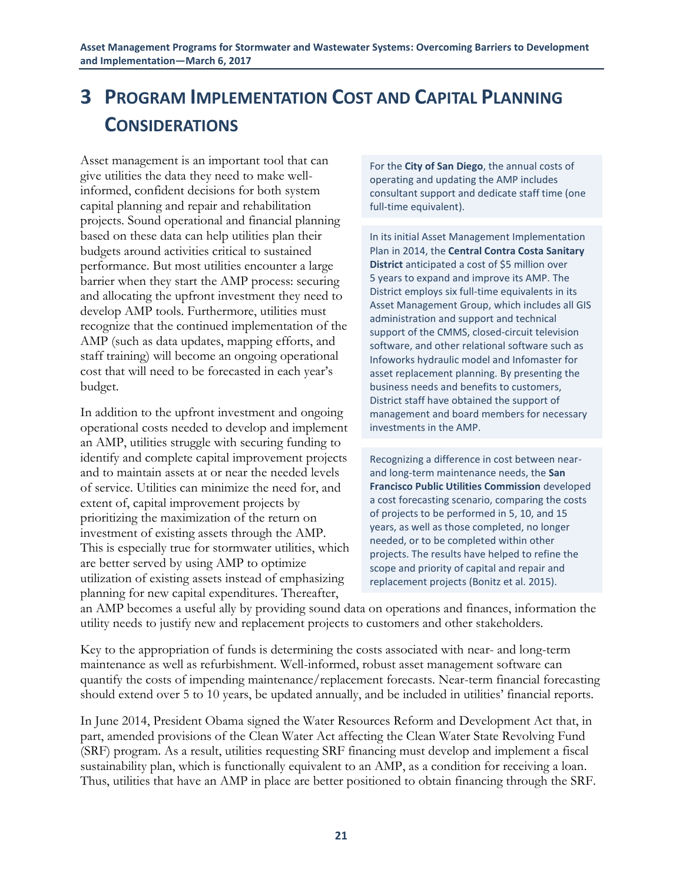# 3 Program Implementation Cost and Capital Planning Considerations

Asset management is an important tool that can give utilities the data they need to make well-informed, confident decisions for both system capital planning and repair and rehabilitation projects. Sound operational and financial planning based on these data can help utilities plan their budgets around activities critical to sustained performance. But most utilities encounter a large barrier when they start the AMP process: securing and allocating the upfront investment they need to develop AMP tools. Furthermore, utilities must recognize that the continued implementation of the AMP (such as data updates, mapping efforts, and staff training) will become an ongoing operational cost that will need to be forecasted in each year's budget.

In addition to the upfront investment and ongoing operational costs needed to develop and implement an AMP, utilities struggle with securing funding to identify and complete capital improvement projects and to maintain assets at or near the needed levels of service. Utilities can minimize the need for, and extent of, capital improvement projects by prioritizing the maximization of the return on investment of existing assets through the AMP. This is especially true for stormwater utilities, which are better served by using AMP to optimize utilization of existing assets instead of emphasizing planning for new capital expenditures. Thereafter, an AMP becomes a useful ally by providing sound data on operations and finances, information the utility needs to justify new and replacement projects to customers and other stakeholders.

> For the **City of San Diego**, the annual costs of operating and updating the AMP includes consultant support and dedicate staff time (one full-time equivalent).

> In its initial Asset Management Implementation Plan in 2014, the **Central Contra Costa Sanitary District** anticipated a cost of $5 million over 5 years to expand and improve its AMP. The District employs six full-time equivalents in its Asset Management Group, which includes all GIS administration and support and technical support of the CMMS, closed-circuit television software, and other relational software such as Infoworks hydraulic model and Infomaster for asset replacement planning. By presenting the business needs and benefits to customers, District staff have obtained the support of management and board members for necessary investments in the AMP.

> Recognizing a difference in cost between near- and long-term maintenance needs, the **San Francisco Public Utilities Commission** developed a cost forecasting scenario, comparing the costs of projects to be performed in 5, 10, and 15 years, as well as those completed, no longer needed, or to be completed within other projects. The results have helped to refine the scope and priority of capital and repair and replacement projects (Bonitz et al. 2015).

Key to the appropriation of funds is determining the costs associated with near- and long-term maintenance as well as refurbishment. Well-informed, robust asset management software can quantify the costs of impending maintenance/replacement forecasts. Near-term financial forecasting should extend over 5 to 10 years, be updated annually, and be included in utilities' financial reports.

In June 2014, President Obama signed the Water Resources Reform and Development Act that, in part, amended provisions of the Clean Water Act affecting the Clean Water State Revolving Fund (SRF) program. As a result, utilities requesting SRF financing must develop and implement a fiscal sustainability plan, which is functionally equivalent to an AMP, as a condition for receiving a loan. Thus, utilities that have an AMP in place are better positioned to obtain financing through the SRF.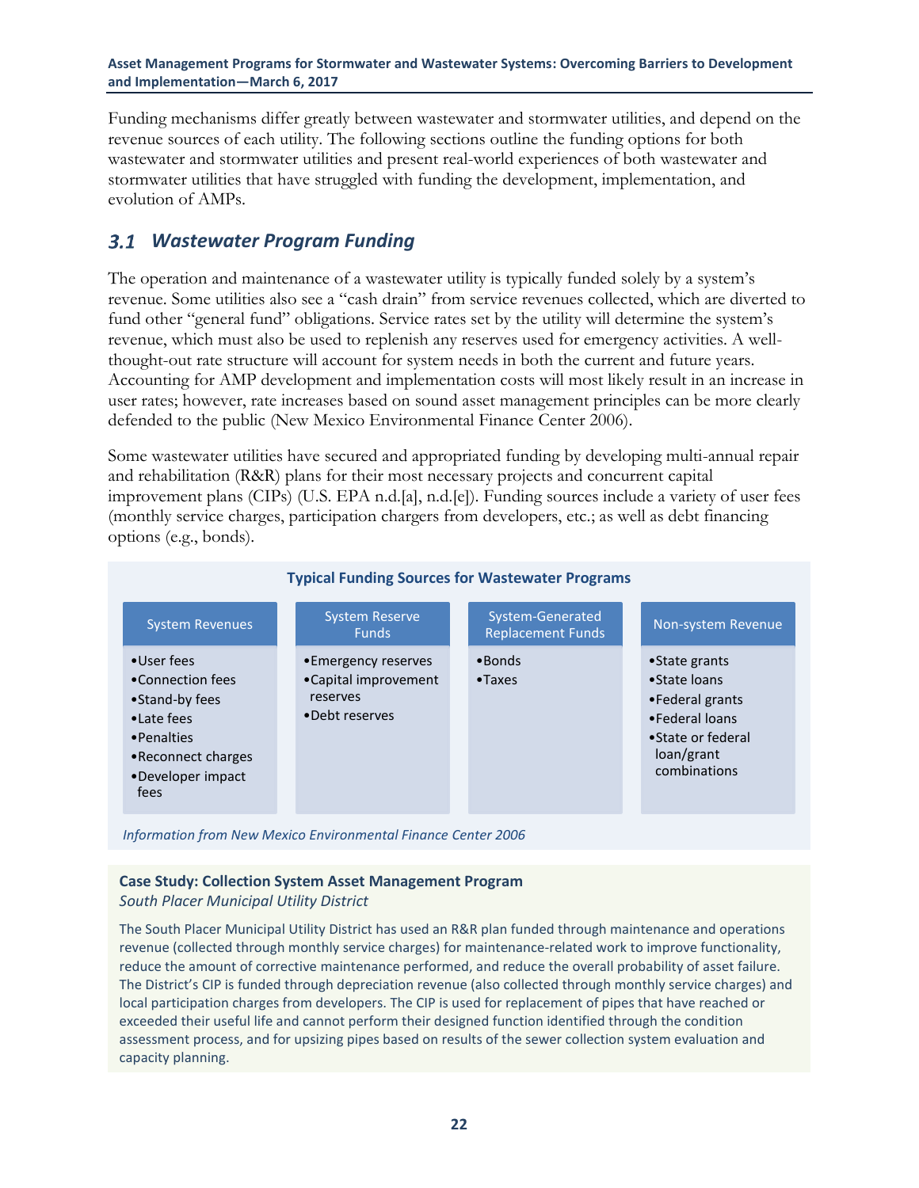Funding mechanisms differ greatly between wastewater and stormwater utilities, and depend on the revenue sources of each utility. The following sections outline the funding options for both wastewater and stormwater utilities and present real-world experiences of both wastewater and stormwater utilities that have struggled with funding the development, implementation, and evolution of AMPs.

## 3.1 Wastewater Program Funding

The operation and maintenance of a wastewater utility is typically funded solely by a system's revenue. Some utilities also see a "cash drain" from service revenues collected, which are diverted to fund other "general fund" obligations. Service rates set by the utility will determine the system's revenue, which must also be used to replenish any reserves used for emergency activities. A well-thought-out rate structure will account for system needs in both the current and future years. Accounting for AMP development and implementation costs will most likely result in an increase in user rates; however, rate increases based on sound asset management principles can be more clearly defended to the public (New Mexico Environmental Finance Center 2006).

Some wastewater utilities have secured and appropriated funding by developing multi-annual repair and rehabilitation (R&R) plans for their most necessary projects and concurrent capital improvement plans (CIPs) (U.S. EPA n.d.[a], n.d.[e]). Funding sources include a variety of user fees (monthly service charges, participation chargers from developers, etc.; as well as debt financing options (e.g., bonds).

**Typical Funding Sources for Wastewater Programs**

| System Revenues | System Reserve Funds | System-Generated Replacement Funds | Non-system Revenue |
|---|---|---|---|
| • User fees<br>• Connection fees<br>• Stand-by fees<br>• Late fees<br>• Penalties<br>• Reconnect charges<br>• Developer impact fees | • Emergency reserves<br>• Capital improvement reserves<br>• Debt reserves | • Bonds<br>• Taxes | • State grants<br>• State loans<br>• Federal grants<br>• Federal loans<br>• State or federal loan/grant combinations |

*Information from New Mexico Environmental Finance Center 2006*

**Case Study: Collection System Asset Management Program**
*South Placer Municipal Utility District*

The South Placer Municipal Utility District has used an R&R plan funded through maintenance and operations revenue (collected through monthly service charges) for maintenance-related work to improve functionality, reduce the amount of corrective maintenance performed, and reduce the overall probability of asset failure. The District's CIP is funded through depreciation revenue (also collected through monthly service charges) and local participation charges from developers. The CIP is used for replacement of pipes that have reached or exceeded their useful life and cannot perform their designed function identified through the condition assessment process, and for upsizing pipes based on results of the sewer collection system evaluation and capacity planning.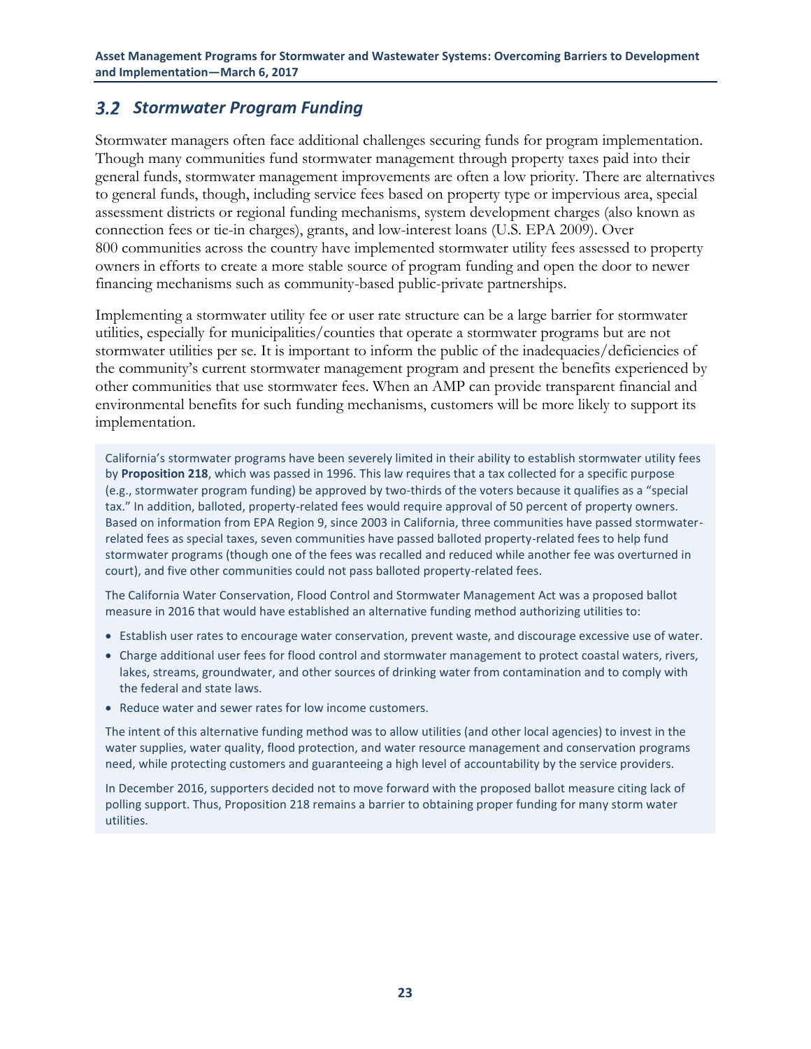## 3.2 Stormwater Program Funding

Stormwater managers often face additional challenges securing funds for program implementation. Though many communities fund stormwater management through property taxes paid into their general funds, stormwater management improvements are often a low priority. There are alternatives to general funds, though, including service fees based on property type or impervious area, special assessment districts or regional funding mechanisms, system development charges (also known as connection fees or tie-in charges), grants, and low-interest loans (U.S. EPA 2009). Over 800 communities across the country have implemented stormwater utility fees assessed to property owners in efforts to create a more stable source of program funding and open the door to newer financing mechanisms such as community-based public-private partnerships.

Implementing a stormwater utility fee or user rate structure can be a large barrier for stormwater utilities, especially for municipalities/counties that operate a stormwater programs but are not stormwater utilities per se. It is important to inform the public of the inadequacies/deficiencies of the community's current stormwater management program and present the benefits experienced by other communities that use stormwater fees. When an AMP can provide transparent financial and environmental benefits for such funding mechanisms, customers will be more likely to support its implementation.

California's stormwater programs have been severely limited in their ability to establish stormwater utility fees by **Proposition 218**, which was passed in 1996. This law requires that a tax collected for a specific purpose (e.g., stormwater program funding) be approved by two-thirds of the voters because it qualifies as a "special tax." In addition, balloted, property-related fees would require approval of 50 percent of property owners. Based on information from EPA Region 9, since 2003 in California, three communities have passed stormwater-related fees as special taxes, seven communities have passed balloted property-related fees to help fund stormwater programs (though one of the fees was recalled and reduced while another fee was overturned in court), and five other communities could not pass balloted property-related fees.

The California Water Conservation, Flood Control and Stormwater Management Act was a proposed ballot measure in 2016 that would have established an alternative funding method authorizing utilities to:

- Establish user rates to encourage water conservation, prevent waste, and discourage excessive use of water.
- Charge additional user fees for flood control and stormwater management to protect coastal waters, rivers, lakes, streams, groundwater, and other sources of drinking water from contamination and to comply with the federal and state laws.
- Reduce water and sewer rates for low income customers.

The intent of this alternative funding method was to allow utilities (and other local agencies) to invest in the water supplies, water quality, flood protection, and water resource management and conservation programs need, while protecting customers and guaranteeing a high level of accountability by the service providers.

In December 2016, supporters decided not to move forward with the proposed ballot measure citing lack of polling support. Thus, Proposition 218 remains a barrier to obtaining proper funding for many storm water utilities.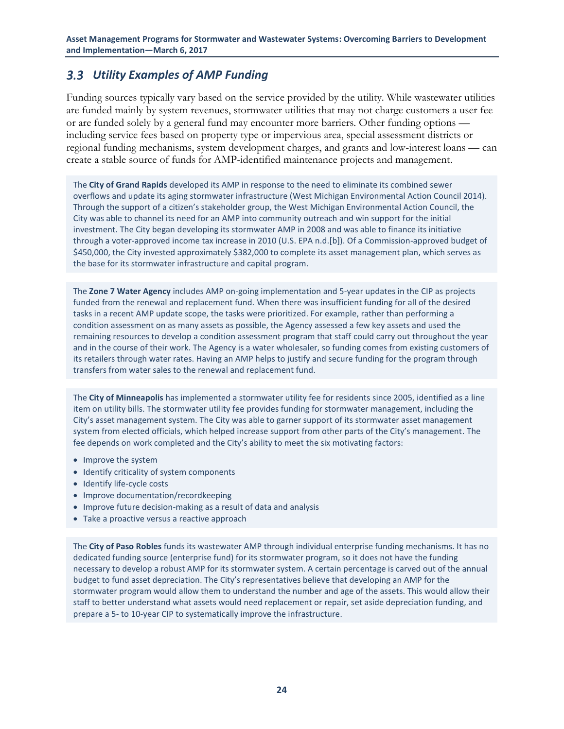## 3.3 Utility Examples of AMP Funding

Funding sources typically vary based on the service provided by the utility. While wastewater utilities are funded mainly by system revenues, stormwater utilities that may not charge customers a user fee or are funded solely by a general fund may encounter more barriers. Other funding options — including service fees based on property type or impervious area, special assessment districts or regional funding mechanisms, system development charges, and grants and low-interest loans — can create a stable source of funds for AMP-identified maintenance projects and management.

The **City of Grand Rapids** developed its AMP in response to the need to eliminate its combined sewer overflows and update its aging stormwater infrastructure (West Michigan Environmental Action Council 2014). Through the support of a citizen's stakeholder group, the West Michigan Environmental Action Council, the City was able to channel its need for an AMP into community outreach and win support for the initial investment. The City began developing its stormwater AMP in 2008 and was able to finance its initiative through a voter-approved income tax increase in 2010 (U.S. EPA n.d.[b]). Of a Commission-approved budget of $450,000, the City invested approximately $382,000 to complete its asset management plan, which serves as the base for its stormwater infrastructure and capital program.

The **Zone 7 Water Agency** includes AMP on-going implementation and 5-year updates in the CIP as projects funded from the renewal and replacement fund. When there was insufficient funding for all of the desired tasks in a recent AMP update scope, the tasks were prioritized. For example, rather than performing a condition assessment on as many assets as possible, the Agency assessed a few key assets and used the remaining resources to develop a condition assessment program that staff could carry out throughout the year and in the course of their work. The Agency is a water wholesaler, so funding comes from existing customers of its retailers through water rates. Having an AMP helps to justify and secure funding for the program through transfers from water sales to the renewal and replacement fund.

The **City of Minneapolis** has implemented a stormwater utility fee for residents since 2005, identified as a line item on utility bills. The stormwater utility fee provides funding for stormwater management, including the City's asset management system. The City was able to garner support of its stormwater asset management system from elected officials, which helped increase support from other parts of the City's management. The fee depends on work completed and the City's ability to meet the six motivating factors:

- Improve the system
- Identify criticality of system components
- Identify life-cycle costs
- Improve documentation/recordkeeping
- Improve future decision-making as a result of data and analysis
- Take a proactive versus a reactive approach

The **City of Paso Robles** funds its wastewater AMP through individual enterprise funding mechanisms. It has no dedicated funding source (enterprise fund) for its stormwater program, so it does not have the funding necessary to develop a robust AMP for its stormwater system. A certain percentage is carved out of the annual budget to fund asset depreciation. The City's representatives believe that developing an AMP for the stormwater program would allow them to understand the number and age of the assets. This would allow their staff to better understand what assets would need replacement or repair, set aside depreciation funding, and prepare a 5- to 10-year CIP to systematically improve the infrastructure.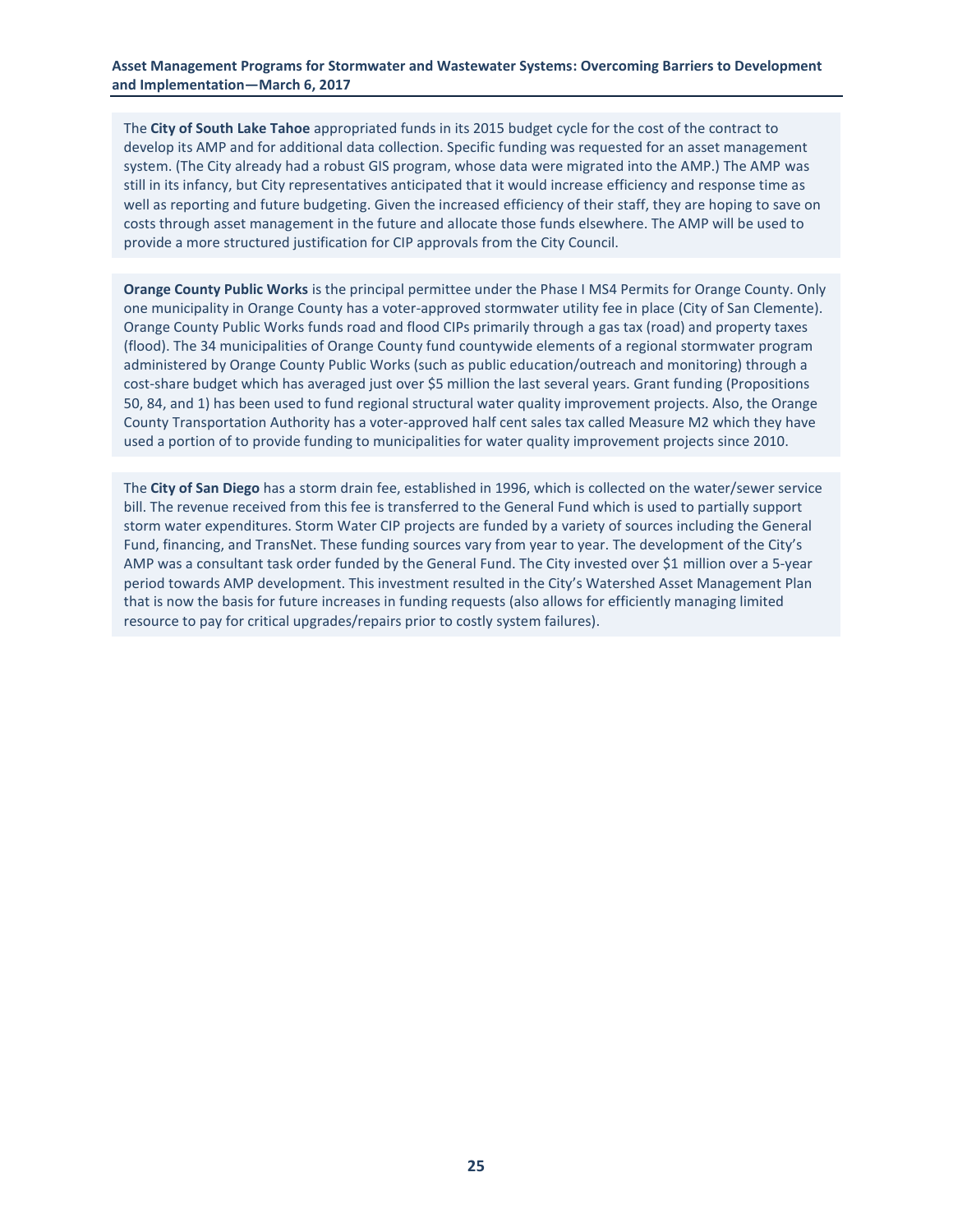The **City of South Lake Tahoe** appropriated funds in its 2015 budget cycle for the cost of the contract to develop its AMP and for additional data collection. Specific funding was requested for an asset management system. (The City already had a robust GIS program, whose data were migrated into the AMP.) The AMP was still in its infancy, but City representatives anticipated that it would increase efficiency and response time as well as reporting and future budgeting. Given the increased efficiency of their staff, they are hoping to save on costs through asset management in the future and allocate those funds elsewhere. The AMP will be used to provide a more structured justification for CIP approvals from the City Council.

**Orange County Public Works** is the principal permittee under the Phase I MS4 Permits for Orange County. Only one municipality in Orange County has a voter-approved stormwater utility fee in place (City of San Clemente). Orange County Public Works funds road and flood CIPs primarily through a gas tax (road) and property taxes (flood). The 34 municipalities of Orange County fund countywide elements of a regional stormwater program administered by Orange County Public Works (such as public education/outreach and monitoring) through a cost-share budget which has averaged just over $5 million the last several years. Grant funding (Propositions 50, 84, and 1) has been used to fund regional structural water quality improvement projects. Also, the Orange County Transportation Authority has a voter-approved half cent sales tax called Measure M2 which they have used a portion of to provide funding to municipalities for water quality improvement projects since 2010.

The **City of San Diego** has a storm drain fee, established in 1996, which is collected on the water/sewer service bill. The revenue received from this fee is transferred to the General Fund which is used to partially support storm water expenditures. Storm Water CIP projects are funded by a variety of sources including the General Fund, financing, and TransNet. These funding sources vary from year to year. The development of the City's AMP was a consultant task order funded by the General Fund. The City invested over $1 million over a 5-year period towards AMP development. This investment resulted in the City's Watershed Asset Management Plan that is now the basis for future increases in funding requests (also allows for efficiently managing limited resource to pay for critical upgrades/repairs prior to costly system failures).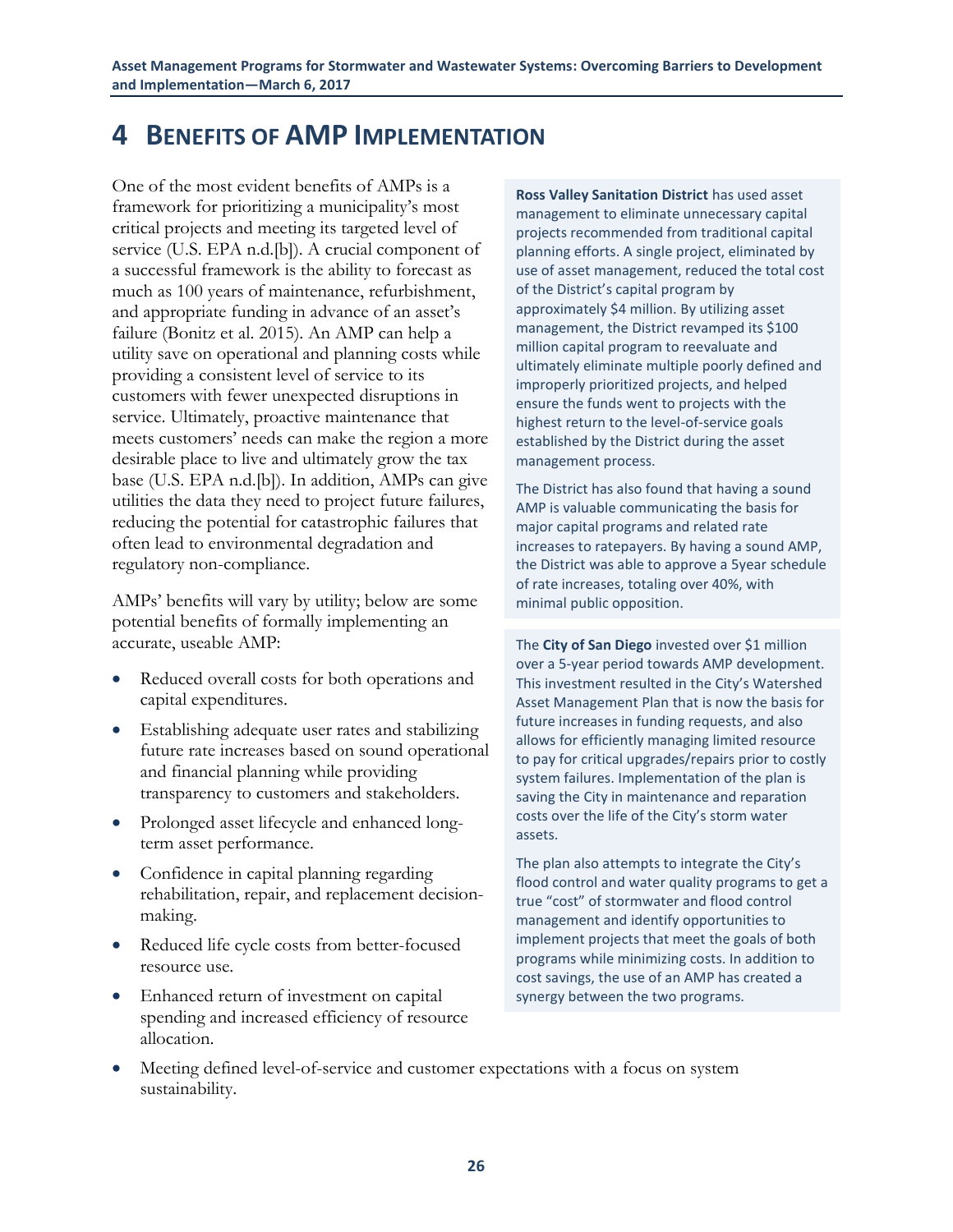# 4 BENEFITS OF AMP IMPLEMENTATION

One of the most evident benefits of AMPs is a framework for prioritizing a municipality's most critical projects and meeting its targeted level of service (U.S. EPA n.d.[b]). A crucial component of a successful framework is the ability to forecast as much as 100 years of maintenance, refurbishment, and appropriate funding in advance of an asset's failure (Bonitz et al. 2015). An AMP can help a utility save on operational and planning costs while providing a consistent level of service to its customers with fewer unexpected disruptions in service. Ultimately, proactive maintenance that meets customers' needs can make the region a more desirable place to live and ultimately grow the tax base (U.S. EPA n.d.[b]). In addition, AMPs can give utilities the data they need to project future failures, reducing the potential for catastrophic failures that often lead to environmental degradation and regulatory non-compliance.

AMPs' benefits will vary by utility; below are some potential benefits of formally implementing an accurate, useable AMP:

- Reduced overall costs for both operations and capital expenditures.
- Establishing adequate user rates and stabilizing future rate increases based on sound operational and financial planning while providing transparency to customers and stakeholders.
- Prolonged asset lifecycle and enhanced long-term asset performance.
- Confidence in capital planning regarding rehabilitation, repair, and replacement decision-making.
- Reduced life cycle costs from better-focused resource use.
- Enhanced return of investment on capital spending and increased efficiency of resource allocation.
- Meeting defined level-of-service and customer expectations with a focus on system sustainability.

**Ross Valley Sanitation District** has used asset management to eliminate unnecessary capital projects recommended from traditional capital planning efforts. A single project, eliminated by use of asset management, reduced the total cost of the District's capital program by approximately $4 million. By utilizing asset management, the District revamped its $100 million capital program to reevaluate and ultimately eliminate multiple poorly defined and improperly prioritized projects, and helped ensure the funds went to projects with the highest return to the level-of-service goals established by the District during the asset management process.

The District has also found that having a sound AMP is valuable communicating the basis for major capital programs and related rate increases to ratepayers. By having a sound AMP, the District was able to approve a 5year schedule of rate increases, totaling over 40%, with minimal public opposition.

The **City of San Diego** invested over $1 million over a 5-year period towards AMP development. This investment resulted in the City's Watershed Asset Management Plan that is now the basis for future increases in funding requests, and also allows for efficiently managing limited resource to pay for critical upgrades/repairs prior to costly system failures. Implementation of the plan is saving the City in maintenance and reparation costs over the life of the City's storm water assets.

The plan also attempts to integrate the City's flood control and water quality programs to get a true "cost" of stormwater and flood control management and identify opportunities to implement projects that meet the goals of both programs while minimizing costs. In addition to cost savings, the use of an AMP has created a synergy between the two programs.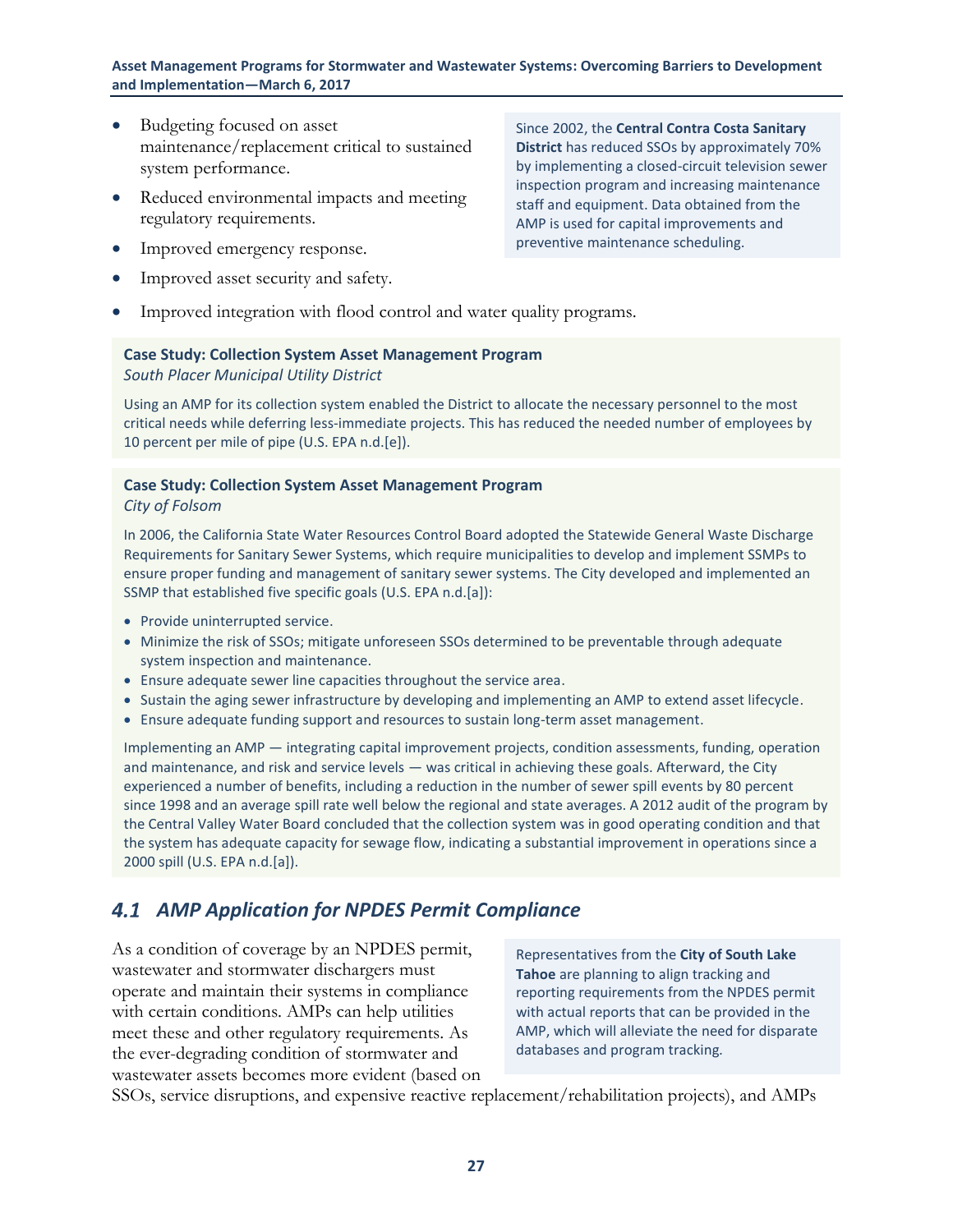- Budgeting focused on asset maintenance/replacement critical to sustained system performance.
- Reduced environmental impacts and meeting regulatory requirements.
- Improved emergency response.
- Improved asset security and safety.
- Improved integration with flood control and water quality programs.

Since 2002, the **Central Contra Costa Sanitary District** has reduced SSOs by approximately 70% by implementing a closed-circuit television sewer inspection program and increasing maintenance staff and equipment. Data obtained from the AMP is used for capital improvements and preventive maintenance scheduling.

**Case Study: Collection System Asset Management Program**
*South Placer Municipal Utility District*

Using an AMP for its collection system enabled the District to allocate the necessary personnel to the most critical needs while deferring less-immediate projects. This has reduced the needed number of employees by 10 percent per mile of pipe (U.S. EPA n.d.[e]).

**Case Study: Collection System Asset Management Program**
*City of Folsom*

In 2006, the California State Water Resources Control Board adopted the Statewide General Waste Discharge Requirements for Sanitary Sewer Systems, which require municipalities to develop and implement SSMPs to ensure proper funding and management of sanitary sewer systems. The City developed and implemented an SSMP that established five specific goals (U.S. EPA n.d.[a]):

- Provide uninterrupted service.
- Minimize the risk of SSOs; mitigate unforeseen SSOs determined to be preventable through adequate system inspection and maintenance.
- Ensure adequate sewer line capacities throughout the service area.
- Sustain the aging sewer infrastructure by developing and implementing an AMP to extend asset lifecycle.
- Ensure adequate funding support and resources to sustain long-term asset management.

Implementing an AMP — integrating capital improvement projects, condition assessments, funding, operation and maintenance, and risk and service levels — was critical in achieving these goals. Afterward, the City experienced a number of benefits, including a reduction in the number of sewer spill events by 80 percent since 1998 and an average spill rate well below the regional and state averages. A 2012 audit of the program by the Central Valley Water Board concluded that the collection system was in good operating condition and that the system has adequate capacity for sewage flow, indicating a substantial improvement in operations since a 2000 spill (U.S. EPA n.d.[a]).

## *4.1 AMP Application for NPDES Permit Compliance*

Representatives from the **City of South Lake Tahoe** are planning to align tracking and reporting requirements from the NPDES permit with actual reports that can be provided in the AMP, which will alleviate the need for disparate databases and program tracking.

As a condition of coverage by an NPDES permit, wastewater and stormwater dischargers must operate and maintain their systems in compliance with certain conditions. AMPs can help utilities meet these and other regulatory requirements. As the ever-degrading condition of stormwater and wastewater assets becomes more evident (based on SSOs, service disruptions, and expensive reactive replacement/rehabilitation projects), and AMPs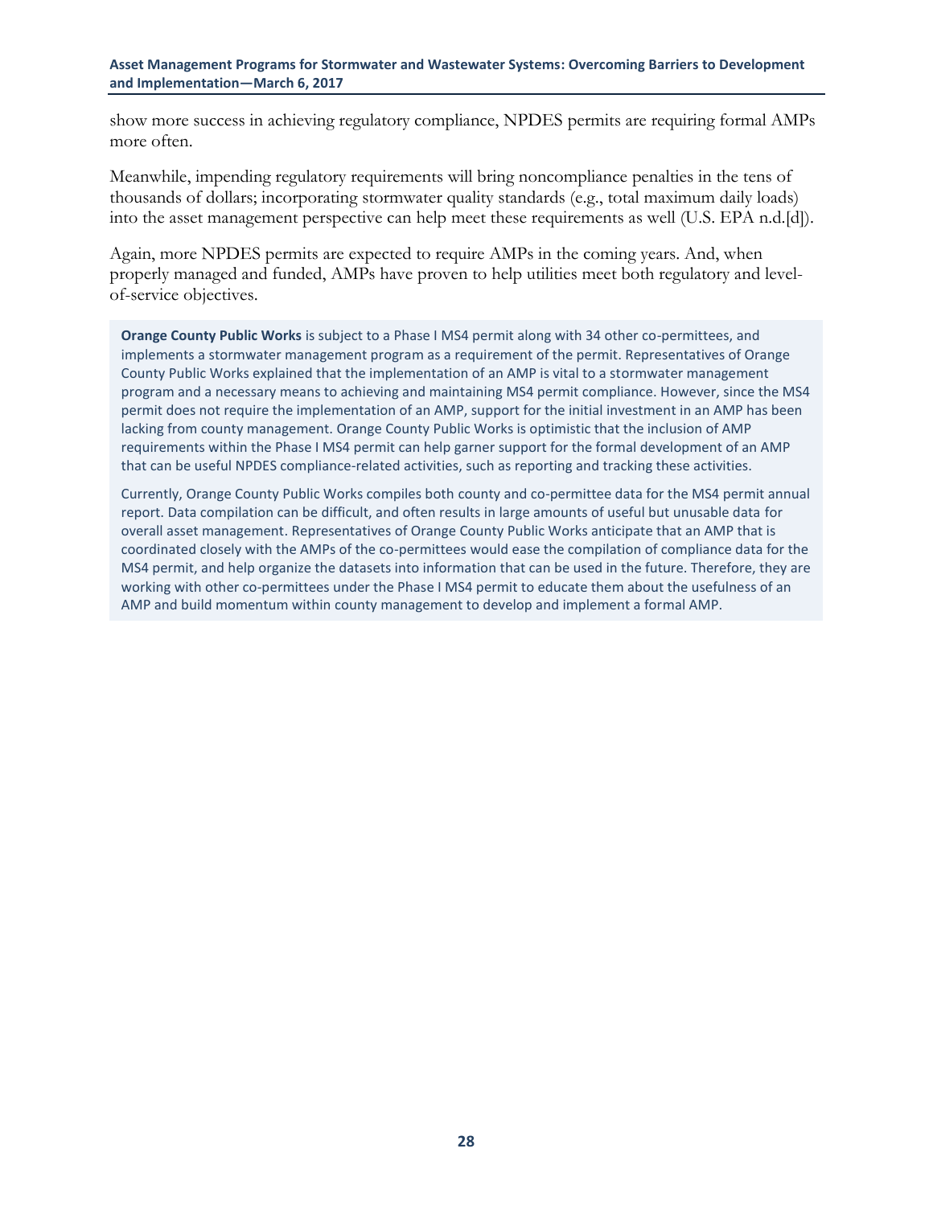show more success in achieving regulatory compliance, NPDES permits are requiring formal AMPs more often.

Meanwhile, impending regulatory requirements will bring noncompliance penalties in the tens of thousands of dollars; incorporating stormwater quality standards (e.g., total maximum daily loads) into the asset management perspective can help meet these requirements as well (U.S. EPA n.d.[d]).

Again, more NPDES permits are expected to require AMPs in the coming years. And, when properly managed and funded, AMPs have proven to help utilities meet both regulatory and level-of-service objectives.

> **Orange County Public Works** is subject to a Phase I MS4 permit along with 34 other co-permittees, and implements a stormwater management program as a requirement of the permit. Representatives of Orange County Public Works explained that the implementation of an AMP is vital to a stormwater management program and a necessary means to achieving and maintaining MS4 permit compliance. However, since the MS4 permit does not require the implementation of an AMP, support for the initial investment in an AMP has been lacking from county management. Orange County Public Works is optimistic that the inclusion of AMP requirements within the Phase I MS4 permit can help garner support for the formal development of an AMP that can be useful NPDES compliance-related activities, such as reporting and tracking these activities.
>
> Currently, Orange County Public Works compiles both county and co-permittee data for the MS4 permit annual report. Data compilation can be difficult, and often results in large amounts of useful but unusable data for overall asset management. Representatives of Orange County Public Works anticipate that an AMP that is coordinated closely with the AMPs of the co-permittees would ease the compilation of compliance data for the MS4 permit, and help organize the datasets into information that can be used in the future. Therefore, they are working with other co-permittees under the Phase I MS4 permit to educate them about the usefulness of an AMP and build momentum within county management to develop and implement a formal AMP.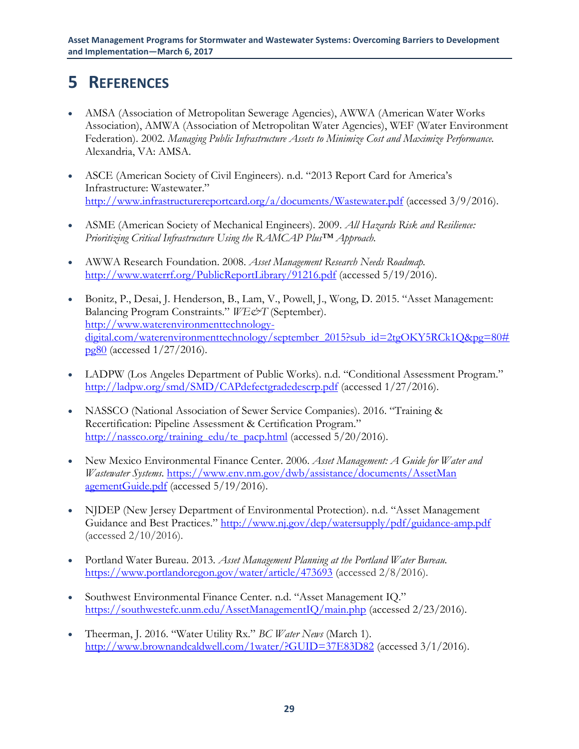# 5 REFERENCES

- AMSA (Association of Metropolitan Sewerage Agencies), AWWA (American Water Works Association), AMWA (Association of Metropolitan Water Agencies), WEF (Water Environment Federation). 2002. *Managing Public Infrastructure Assets to Minimize Cost and Maximize Performance.* Alexandria, VA: AMSA.

- ASCE (American Society of Civil Engineers). n.d. "2013 Report Card for America's Infrastructure: Wastewater." http://www.infrastructurereportcard.org/a/documents/Wastewater.pdf (accessed 3/9/2016).

- ASME (American Society of Mechanical Engineers). 2009. *All Hazards Risk and Resilience: Prioritizing Critical Infrastructure Using the RAMCAP Plus™ Approach.*

- AWWA Research Foundation. 2008. *Asset Management Research Needs Roadmap.* http://www.waterrf.org/PublicReportLibrary/91216.pdf (accessed 5/19/2016).

- Bonitz, P., Desai, J. Henderson, B., Lam, V., Powell, J., Wong, D. 2015. "Asset Management: Balancing Program Constraints." *WE&T* (September). http://www.waterenvironmenttechnology-digital.com/waterenvironmenttechnology/september_2015?sub_id=2tgOKY5RCk1Q&pg=80#pg80 (accessed 1/27/2016).

- LADPW (Los Angeles Department of Public Works). n.d. "Conditional Assessment Program." http://ladpw.org/smd/SMD/CAPdefectgradedescrp.pdf (accessed 1/27/2016).

- NASSCO (National Association of Sewer Service Companies). 2016. "Training & Recertification: Pipeline Assessment & Certification Program." http://nassco.org/training_edu/te_pacp.html (accessed 5/20/2016).

- New Mexico Environmental Finance Center. 2006. *Asset Management: A Guide for Water and Wastewater Systems.* https://www.env.nm.gov/dwb/assistance/documents/AssetManagementGuide.pdf (accessed 5/19/2016).

- NJDEP (New Jersey Department of Environmental Protection). n.d. "Asset Management Guidance and Best Practices." http://www.nj.gov/dep/watersupply/pdf/guidance-amp.pdf (accessed 2/10/2016).

- Portland Water Bureau. 2013. *Asset Management Planning at the Portland Water Bureau.* https://www.portlandoregon.gov/water/article/473693 (accessed 2/8/2016).

- Southwest Environmental Finance Center. n.d. "Asset Management IQ." https://southwestefc.unm.edu/AssetManagementIQ/main.php (accessed 2/23/2016).

- Theerman, J. 2016. "Water Utility Rx." *BC Water News* (March 1). http://www.brownandcaldwell.com/1water/?GUID=37E83D82 (accessed 3/1/2016).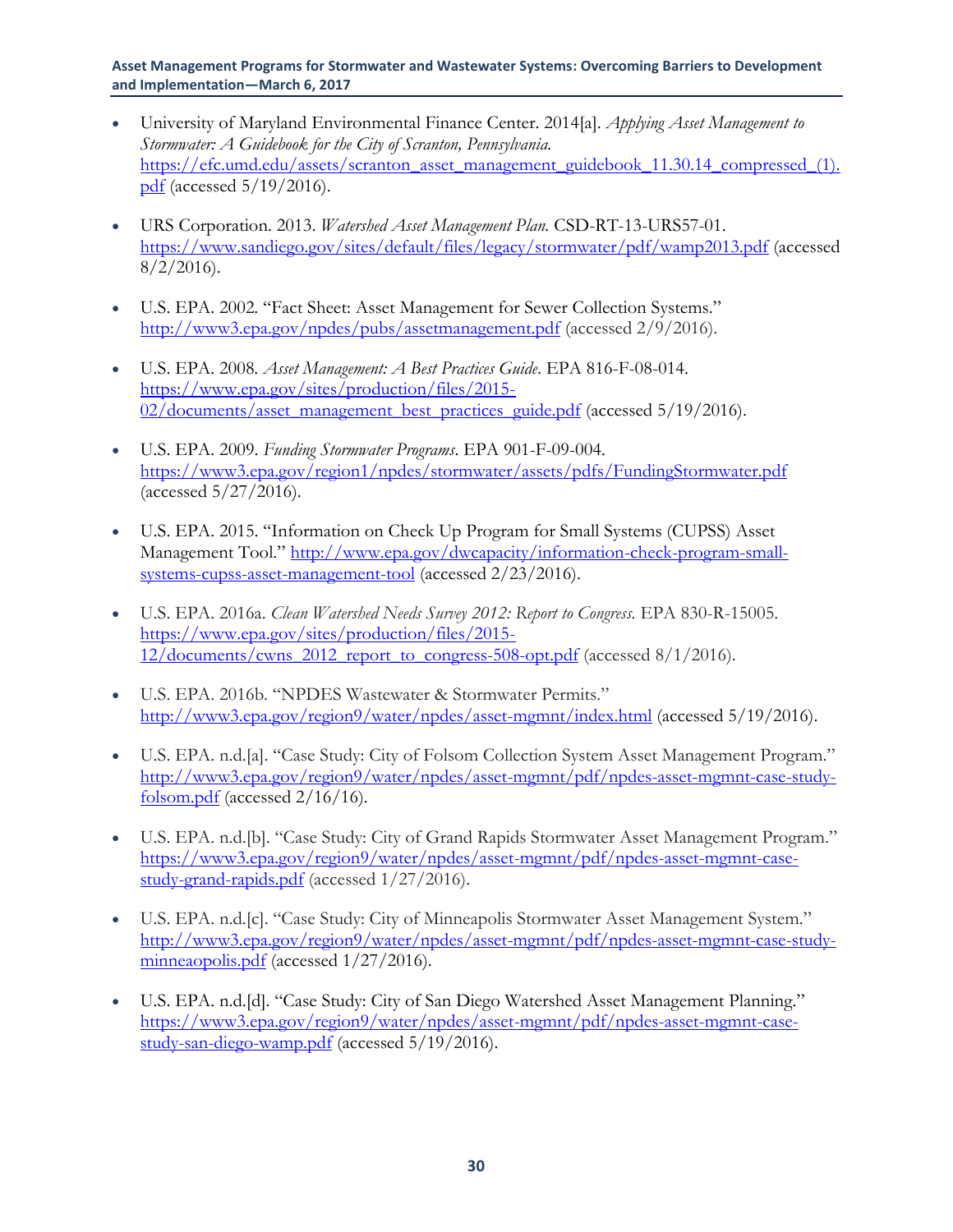- University of Maryland Environmental Finance Center. 2014[a]. *Applying Asset Management to Stormwater: A Guidebook for the City of Scranton, Pennsylvania.* https://efc.umd.edu/assets/scranton_asset_management_guidebook_11.30.14_compressed_(1).pdf (accessed 5/19/2016).

- URS Corporation. 2013. *Watershed Asset Management Plan.* CSD-RT-13-URS57-01. https://www.sandiego.gov/sites/default/files/legacy/stormwater/pdf/wamp2013.pdf (accessed 8/2/2016).

- U.S. EPA. 2002. "Fact Sheet: Asset Management for Sewer Collection Systems." http://www3.epa.gov/npdes/pubs/assetmanagement.pdf (accessed 2/9/2016).

- U.S. EPA. 2008. *Asset Management: A Best Practices Guide.* EPA 816-F-08-014. https://www.epa.gov/sites/production/files/2015-02/documents/asset_management_best_practices_guide.pdf (accessed 5/19/2016).

- U.S. EPA. 2009. *Funding Stormwater Programs*. EPA 901-F-09-004. https://www3.epa.gov/region1/npdes/stormwater/assets/pdfs/FundingStormwater.pdf (accessed 5/27/2016).

- U.S. EPA. 2015. "Information on Check Up Program for Small Systems (CUPSS) Asset Management Tool." http://www.epa.gov/dwcapacity/information-check-program-small-systems-cupss-asset-management-tool (accessed 2/23/2016).

- U.S. EPA. 2016a. *Clean Watershed Needs Survey 2012: Report to Congress.* EPA 830-R-15005. https://www.epa.gov/sites/production/files/2015-12/documents/cwns_2012_report_to_congress-508-opt.pdf (accessed 8/1/2016).

- U.S. EPA. 2016b. "NPDES Wastewater & Stormwater Permits." http://www3.epa.gov/region9/water/npdes/asset-mgmnt/index.html (accessed 5/19/2016).

- U.S. EPA. n.d.[a]. "Case Study: City of Folsom Collection System Asset Management Program." http://www3.epa.gov/region9/water/npdes/asset-mgmnt/pdf/npdes-asset-mgmnt-case-study-folsom.pdf (accessed 2/16/16).

- U.S. EPA. n.d.[b]. "Case Study: City of Grand Rapids Stormwater Asset Management Program." https://www3.epa.gov/region9/water/npdes/asset-mgmnt/pdf/npdes-asset-mgmnt-case-study-grand-rapids.pdf (accessed 1/27/2016).

- U.S. EPA. n.d.[c]. "Case Study: City of Minneapolis Stormwater Asset Management System." http://www3.epa.gov/region9/water/npdes/asset-mgmnt/pdf/npdes-asset-mgmnt-case-study-minneaopolis.pdf (accessed 1/27/2016).

- U.S. EPA. n.d.[d]. "Case Study: City of San Diego Watershed Asset Management Planning." https://www3.epa.gov/region9/water/npdes/asset-mgmnt/pdf/npdes-asset-mgmnt-case-study-san-diego-wamp.pdf (accessed 5/19/2016).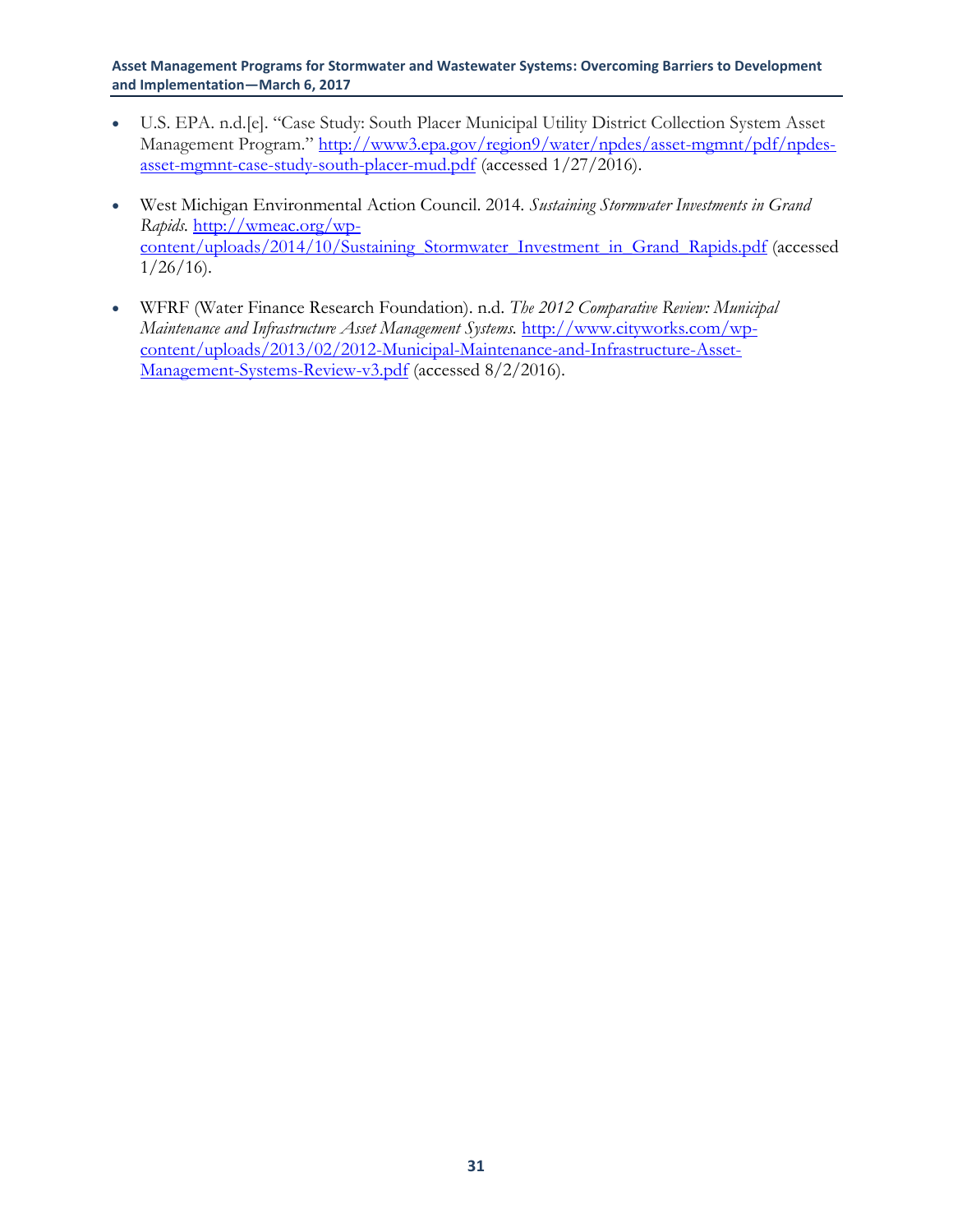- U.S. EPA. n.d.[e]. "Case Study: South Placer Municipal Utility District Collection System Asset Management Program." http://www3.epa.gov/region9/water/npdes/asset-mgmnt/pdf/npdes-asset-mgmnt-case-study-south-placer-mud.pdf (accessed 1/27/2016).

- West Michigan Environmental Action Council. 2014. *Sustaining Stormwater Investments in Grand Rapids*. http://wmeac.org/wp-content/uploads/2014/10/Sustaining_Stormwater_Investment_in_Grand_Rapids.pdf (accessed 1/26/16).

- WFRF (Water Finance Research Foundation). n.d. *The 2012 Comparative Review: Municipal Maintenance and Infrastructure Asset Management Systems*. http://www.cityworks.com/wp-content/uploads/2013/02/2012-Municipal-Maintenance-and-Infrastructure-Asset-Management-Systems-Review-v3.pdf (accessed 8/2/2016).